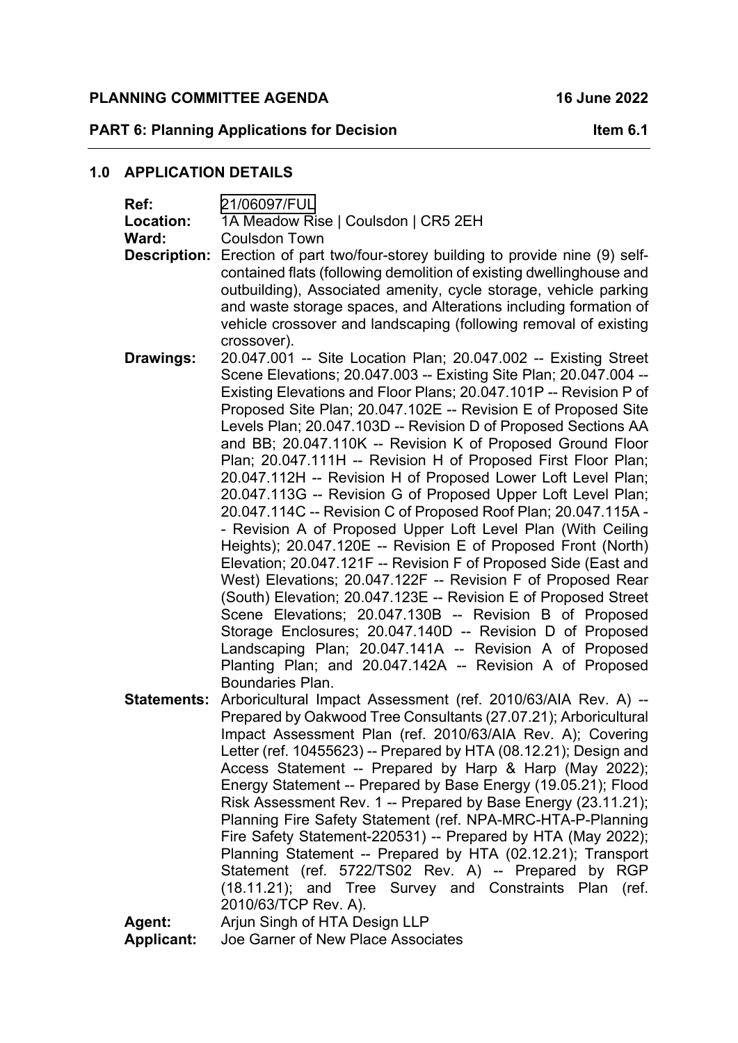**PLANNING COMMITTEE AGENDA** **16 June 2022**

**PART 6: Planning Applications for Decision** **Item 6.1**

## 1.0 APPLICATION DETAILS

**Ref:** 21/06097/FUL

**Location:** 1A Meadow Rise | Coulsdon | CR5 2EH

**Ward:** Coulsdon Town

**Description:** Erection of part two/four-storey building to provide nine (9) self-contained flats (following demolition of existing dwellinghouse and outbuilding), Associated amenity, cycle storage, vehicle parking and waste storage spaces, and Alterations including formation of vehicle crossover and landscaping (following removal of existing crossover).

**Drawings:** 20.047.001 -- Site Location Plan; 20.047.002 -- Existing Street Scene Elevations; 20.047.003 -- Existing Site Plan; 20.047.004 -- Existing Elevations and Floor Plans; 20.047.101P -- Revision P of Proposed Site Plan; 20.047.102E -- Revision E of Proposed Site Levels Plan; 20.047.103D -- Revision D of Proposed Sections AA and BB; 20.047.110K -- Revision K of Proposed Ground Floor Plan; 20.047.111H -- Revision H of Proposed First Floor Plan; 20.047.112H -- Revision H of Proposed Lower Loft Level Plan; 20.047.113G -- Revision G of Proposed Upper Loft Level Plan; 20.047.114C -- Revision C of Proposed Roof Plan; 20.047.115A -- Revision A of Proposed Upper Loft Level Plan (With Ceiling Heights); 20.047.120E -- Revision E of Proposed Front (North) Elevation; 20.047.121F -- Revision F of Proposed Side (East and West) Elevations; 20.047.122F -- Revision F of Proposed Rear (South) Elevation; 20.047.123E -- Revision E of Proposed Street Scene Elevations; 20.047.130B -- Revision B of Proposed Storage Enclosures; 20.047.140D -- Revision D of Proposed Landscaping Plan; 20.047.141A -- Revision A of Proposed Planting Plan; and 20.047.142A -- Revision A of Proposed Boundaries Plan.

**Statements:** Arboricultural Impact Assessment (ref. 2010/63/AIA Rev. A) -- Prepared by Oakwood Tree Consultants (27.07.21); Arboricultural Impact Assessment Plan (ref. 2010/63/AIA Rev. A); Covering Letter (ref. 10455623) -- Prepared by HTA (08.12.21); Design and Access Statement -- Prepared by Harp & Harp (May 2022); Energy Statement -- Prepared by Base Energy (19.05.21); Flood Risk Assessment Rev. 1 -- Prepared by Base Energy (23.11.21); Planning Fire Safety Statement (ref. NPA-MRC-HTA-P-Planning Fire Safety Statement-220531) -- Prepared by HTA (May 2022); Planning Statement -- Prepared by HTA (02.12.21); Transport Statement (ref. 5722/TS02 Rev. A) -- Prepared by RGP (18.11.21); and Tree Survey and Constraints Plan (ref. 2010/63/TCP Rev. A).

**Agent:** Arjun Singh of HTA Design LLP

**Applicant:** Joe Garner of New Place Associates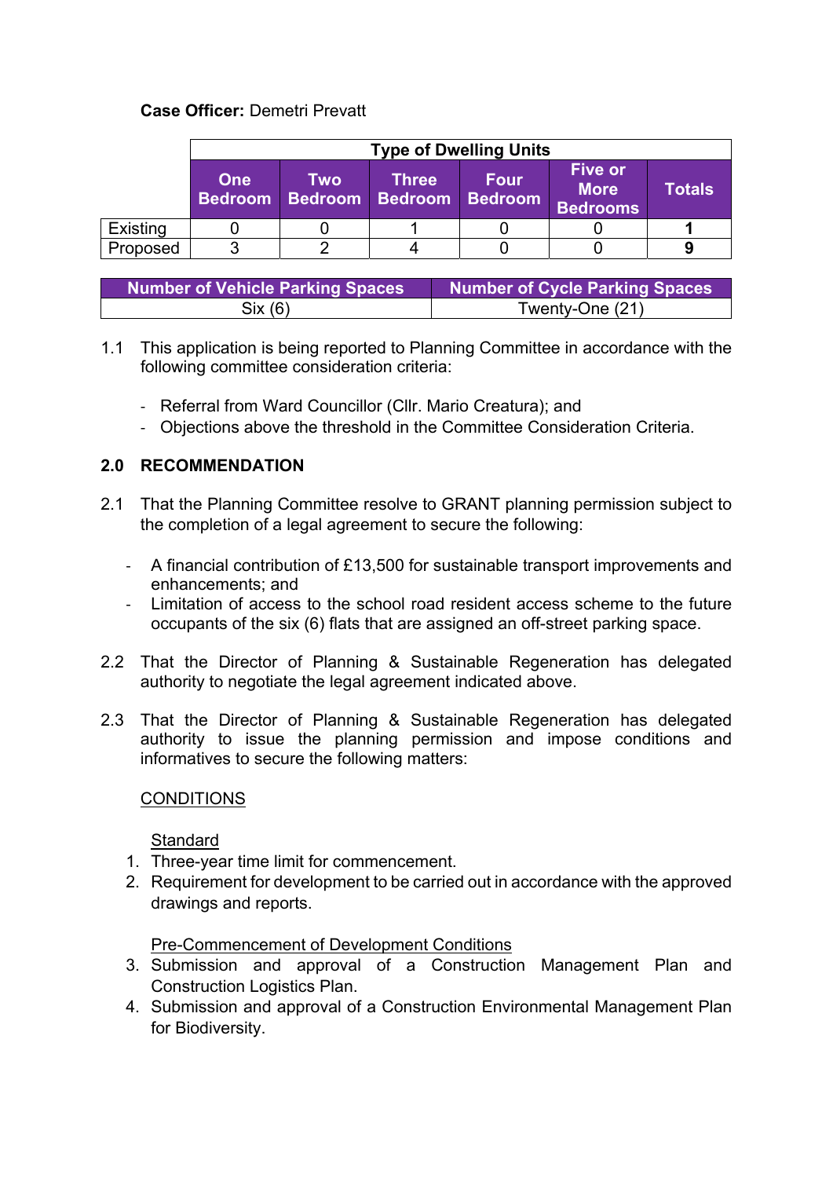**Case Officer:** Demetri Prevatt

| | Type of Dwelling Units | | | | | |
|---|---|---|---|---|---|---|
| | One Bedroom | Two Bedroom | Three Bedroom | Four Bedroom | Five or More Bedrooms | Totals |
| Existing | 0 | 0 | 1 | 0 | 0 | **1** |
| Proposed | 3 | 2 | 4 | 0 | 0 | **9** |

| Number of Vehicle Parking Spaces | Number of Cycle Parking Spaces |
|---|---|
| Six (6) | Twenty-One (21) |

1.1 This application is being reported to Planning Committee in accordance with the following committee consideration criteria:

- Referral from Ward Councillor (Cllr. Mario Creatura); and
- Objections above the threshold in the Committee Consideration Criteria.

## 2.0 RECOMMENDATION

2.1 That the Planning Committee resolve to GRANT planning permission subject to the completion of a legal agreement to secure the following:

- A financial contribution of £13,500 for sustainable transport improvements and enhancements; and
- Limitation of access to the school road resident access scheme to the future occupants of the six (6) flats that are assigned an off-street parking space.

2.2 That the Director of Planning & Sustainable Regeneration has delegated authority to negotiate the legal agreement indicated above.

2.3 That the Director of Planning & Sustainable Regeneration has delegated authority to issue the planning permission and impose conditions and informatives to secure the following matters:

CONDITIONS

Standard

1. Three-year time limit for commencement.
2. Requirement for development to be carried out in accordance with the approved drawings and reports.

Pre-Commencement of Development Conditions

3. Submission and approval of a Construction Management Plan and Construction Logistics Plan.
4. Submission and approval of a Construction Environmental Management Plan for Biodiversity.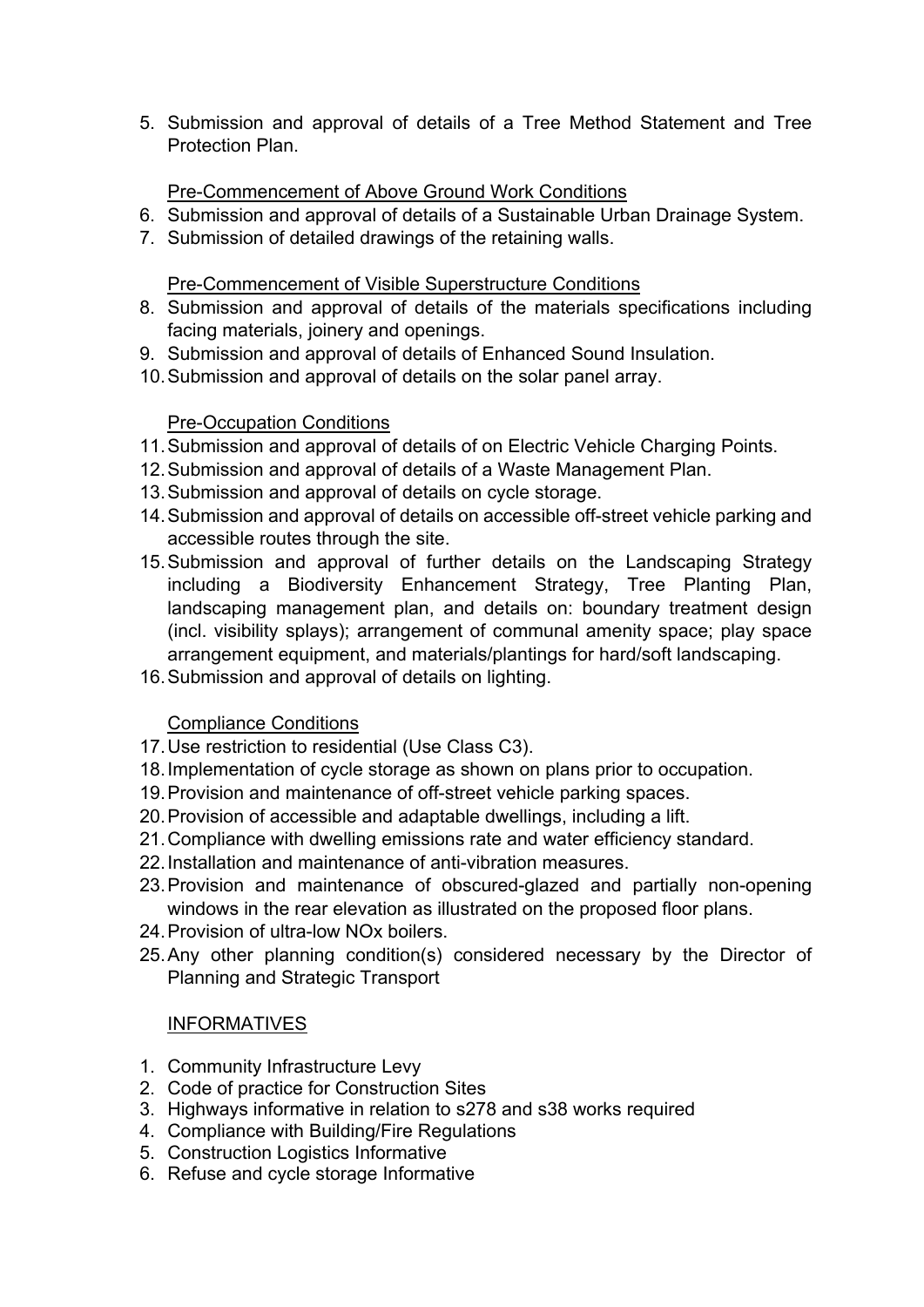5. Submission and approval of details of a Tree Method Statement and Tree Protection Plan.

<u>Pre-Commencement of Above Ground Work Conditions</u>

6. Submission and approval of details of a Sustainable Urban Drainage System.
7. Submission of detailed drawings of the retaining walls.

<u>Pre-Commencement of Visible Superstructure Conditions</u>

8. Submission and approval of details of the materials specifications including facing materials, joinery and openings.
9. Submission and approval of details of Enhanced Sound Insulation.
10. Submission and approval of details on the solar panel array.

<u>Pre-Occupation Conditions</u>

11. Submission and approval of details of on Electric Vehicle Charging Points.
12. Submission and approval of details of a Waste Management Plan.
13. Submission and approval of details on cycle storage.
14. Submission and approval of details on accessible off-street vehicle parking and accessible routes through the site.
15. Submission and approval of further details on the Landscaping Strategy including a Biodiversity Enhancement Strategy, Tree Planting Plan, landscaping management plan, and details on: boundary treatment design (incl. visibility splays); arrangement of communal amenity space; play space arrangement equipment, and materials/plantings for hard/soft landscaping.
16. Submission and approval of details on lighting.

<u>Compliance Conditions</u>

17. Use restriction to residential (Use Class C3).
18. Implementation of cycle storage as shown on plans prior to occupation.
19. Provision and maintenance of off-street vehicle parking spaces.
20. Provision of accessible and adaptable dwellings, including a lift.
21. Compliance with dwelling emissions rate and water efficiency standard.
22. Installation and maintenance of anti-vibration measures.
23. Provision and maintenance of obscured-glazed and partially non-opening windows in the rear elevation as illustrated on the proposed floor plans.
24. Provision of ultra-low NOx boilers.
25. Any other planning condition(s) considered necessary by the Director of Planning and Strategic Transport

<u>INFORMATIVES</u>

1. Community Infrastructure Levy
2. Code of practice for Construction Sites
3. Highways informative in relation to s278 and s38 works required
4. Compliance with Building/Fire Regulations
5. Construction Logistics Informative
6. Refuse and cycle storage Informative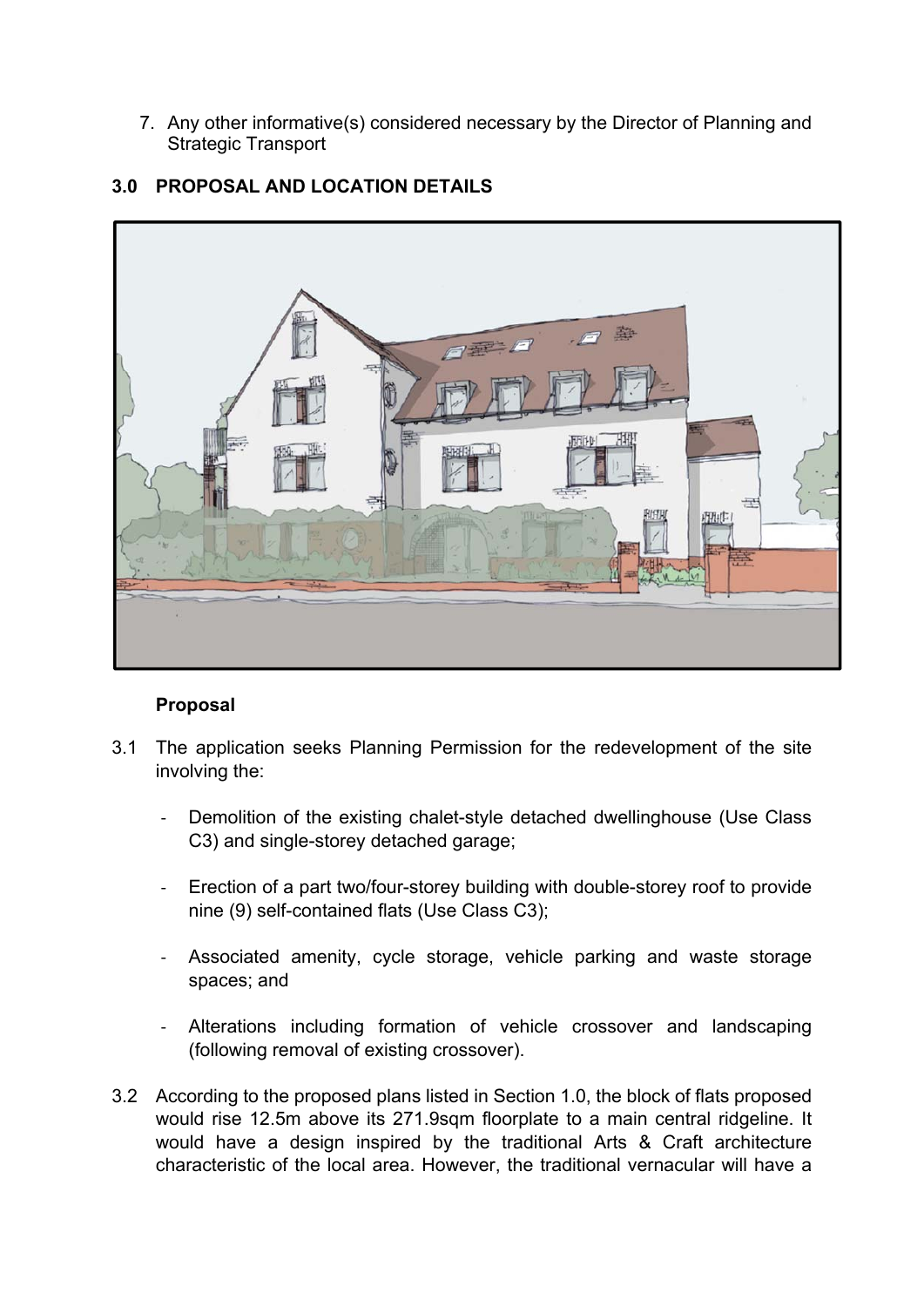7. Any other informative(s) considered necessary by the Director of Planning and Strategic Transport

## 3.0 PROPOSAL AND LOCATION DETAILS

### Proposal

3.1 The application seeks Planning Permission for the redevelopment of the site involving the:

- Demolition of the existing chalet-style detached dwellinghouse (Use Class C3) and single-storey detached garage;
- Erection of a part two/four-storey building with double-storey roof to provide nine (9) self-contained flats (Use Class C3);
- Associated amenity, cycle storage, vehicle parking and waste storage spaces; and
- Alterations including formation of vehicle crossover and landscaping (following removal of existing crossover).

3.2 According to the proposed plans listed in Section 1.0, the block of flats proposed would rise 12.5m above its 271.9sqm floorplate to a main central ridgeline. It would have a design inspired by the traditional Arts & Craft architecture characteristic of the local area. However, the traditional vernacular will have a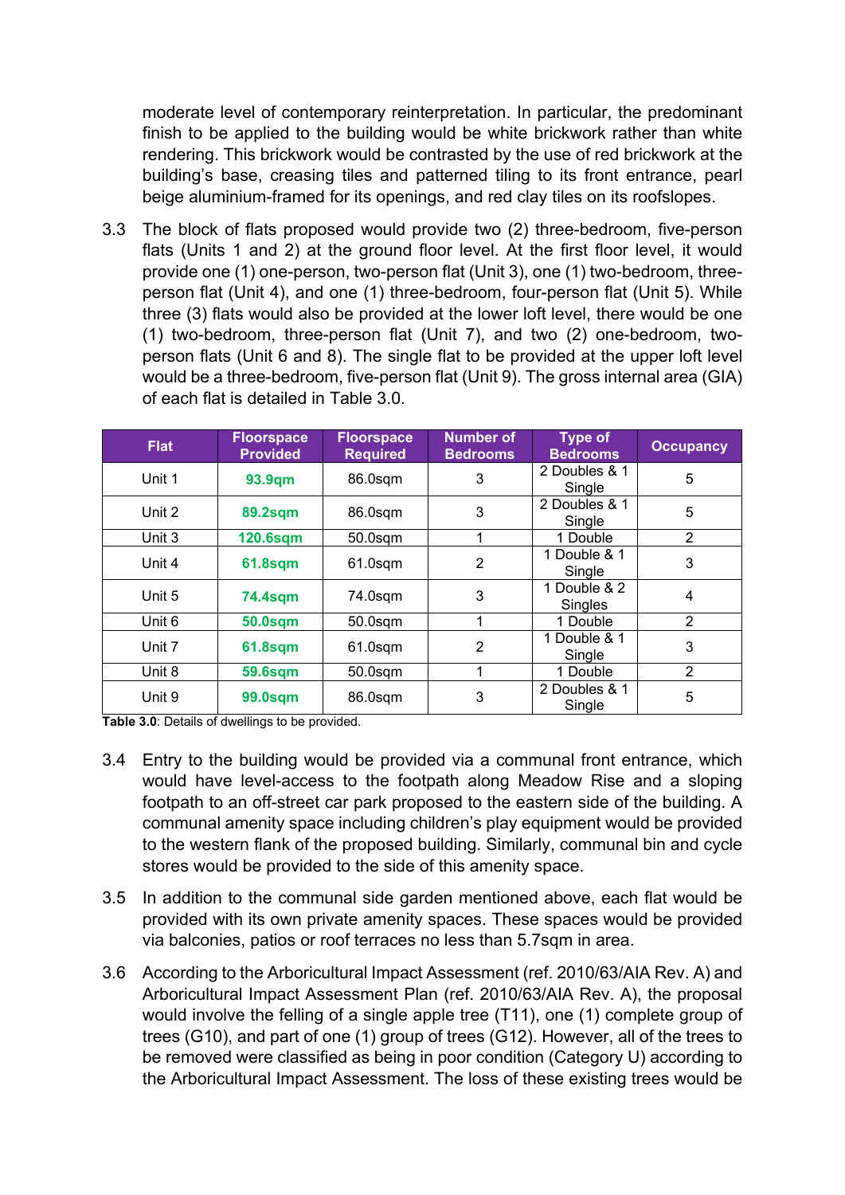moderate level of contemporary reinterpretation. In particular, the predominant finish to be applied to the building would be white brickwork rather than white rendering. This brickwork would be contrasted by the use of red brickwork at the building's base, creasing tiles and patterned tiling to its front entrance, pearl beige aluminium-framed for its openings, and red clay tiles on its roofslopes.

3.3 The block of flats proposed would provide two (2) three-bedroom, five-person flats (Units 1 and 2) at the ground floor level. At the first floor level, it would provide one (1) one-person, two-person flat (Unit 3), one (1) two-bedroom, three-person flat (Unit 4), and one (1) three-bedroom, four-person flat (Unit 5). While three (3) flats would also be provided at the lower loft level, there would be one (1) two-bedroom, three-person flat (Unit 7), and two (2) one-bedroom, two-person flats (Unit 6 and 8). The single flat to be provided at the upper loft level would be a three-bedroom, five-person flat (Unit 9). The gross internal area (GIA) of each flat is detailed in Table 3.0.

| Flat | Floorspace Provided | Floorspace Required | Number of Bedrooms | Type of Bedrooms | Occupancy |
|---|---|---|---|---|---|
| Unit 1 | **93.9qm** | 86.0sqm | 3 | 2 Doubles & 1 Single | 5 |
| Unit 2 | **89.2sqm** | 86.0sqm | 3 | 2 Doubles & 1 Single | 5 |
| Unit 3 | **120.6sqm** | 50.0sqm | 1 | 1 Double | 2 |
| Unit 4 | **61.8sqm** | 61.0sqm | 2 | 1 Double & 1 Single | 3 |
| Unit 5 | **74.4sqm** | 74.0sqm | 3 | 1 Double & 2 Singles | 4 |
| Unit 6 | **50.0sqm** | 50.0sqm | 1 | 1 Double | 2 |
| Unit 7 | **61.8sqm** | 61.0sqm | 2 | 1 Double & 1 Single | 3 |
| Unit 8 | **59.6sqm** | 50.0sqm | 1 | 1 Double | 2 |
| Unit 9 | **99.0sqm** | 86.0sqm | 3 | 2 Doubles & 1 Single | 5 |

**Table 3.0**: Details of dwellings to be provided.

3.4 Entry to the building would be provided via a communal front entrance, which would have level-access to the footpath along Meadow Rise and a sloping footpath to an off-street car park proposed to the eastern side of the building. A communal amenity space including children's play equipment would be provided to the western flank of the proposed building. Similarly, communal bin and cycle stores would be provided to the side of this amenity space.

3.5 In addition to the communal side garden mentioned above, each flat would be provided with its own private amenity spaces. These spaces would be provided via balconies, patios or roof terraces no less than 5.7sqm in area.

3.6 According to the Arboricultural Impact Assessment (ref. 2010/63/AIA Rev. A) and Arboricultural Impact Assessment Plan (ref. 2010/63/AIA Rev. A), the proposal would involve the felling of a single apple tree (T11), one (1) complete group of trees (G10), and part of one (1) group of trees (G12). However, all of the trees to be removed were classified as being in poor condition (Category U) according to the Arboricultural Impact Assessment. The loss of these existing trees would be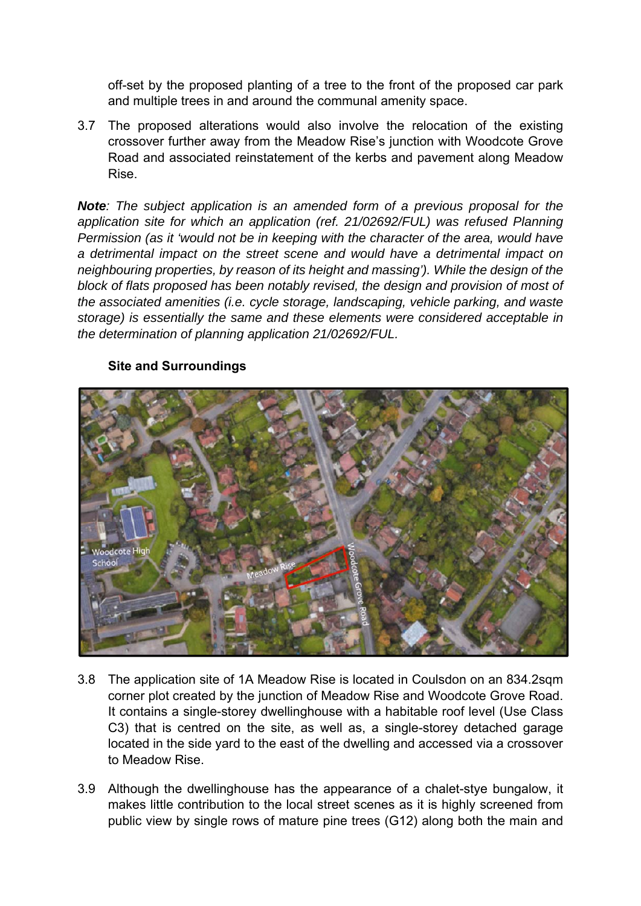off-set by the proposed planting of a tree to the front of the proposed car park and multiple trees in and around the communal amenity space.

3.7 The proposed alterations would also involve the relocation of the existing crossover further away from the Meadow Rise's junction with Woodcote Grove Road and associated reinstatement of the kerbs and pavement along Meadow Rise.

***Note**: The subject application is an amended form of a previous proposal for the application site for which an application (ref. 21/02692/FUL) was refused Planning Permission (as it 'would not be in keeping with the character of the area, would have a detrimental impact on the street scene and would have a detrimental impact on neighbouring properties, by reason of its height and massing'). While the design of the block of flats proposed has been notably revised, the design and provision of most of the associated amenities (i.e. cycle storage, landscaping, vehicle parking, and waste storage) is essentially the same and these elements were considered acceptable in the determination of planning application 21/02692/FUL.*

**Site and Surroundings**

3.8 The application site of 1A Meadow Rise is located in Coulsdon on an 834.2sqm corner plot created by the junction of Meadow Rise and Woodcote Grove Road. It contains a single-storey dwellinghouse with a habitable roof level (Use Class C3) that is centred on the site, as well as, a single-storey detached garage located in the side yard to the east of the dwelling and accessed via a crossover to Meadow Rise.

3.9 Although the dwellinghouse has the appearance of a chalet-stye bungalow, it makes little contribution to the local street scenes as it is highly screened from public view by single rows of mature pine trees (G12) along both the main and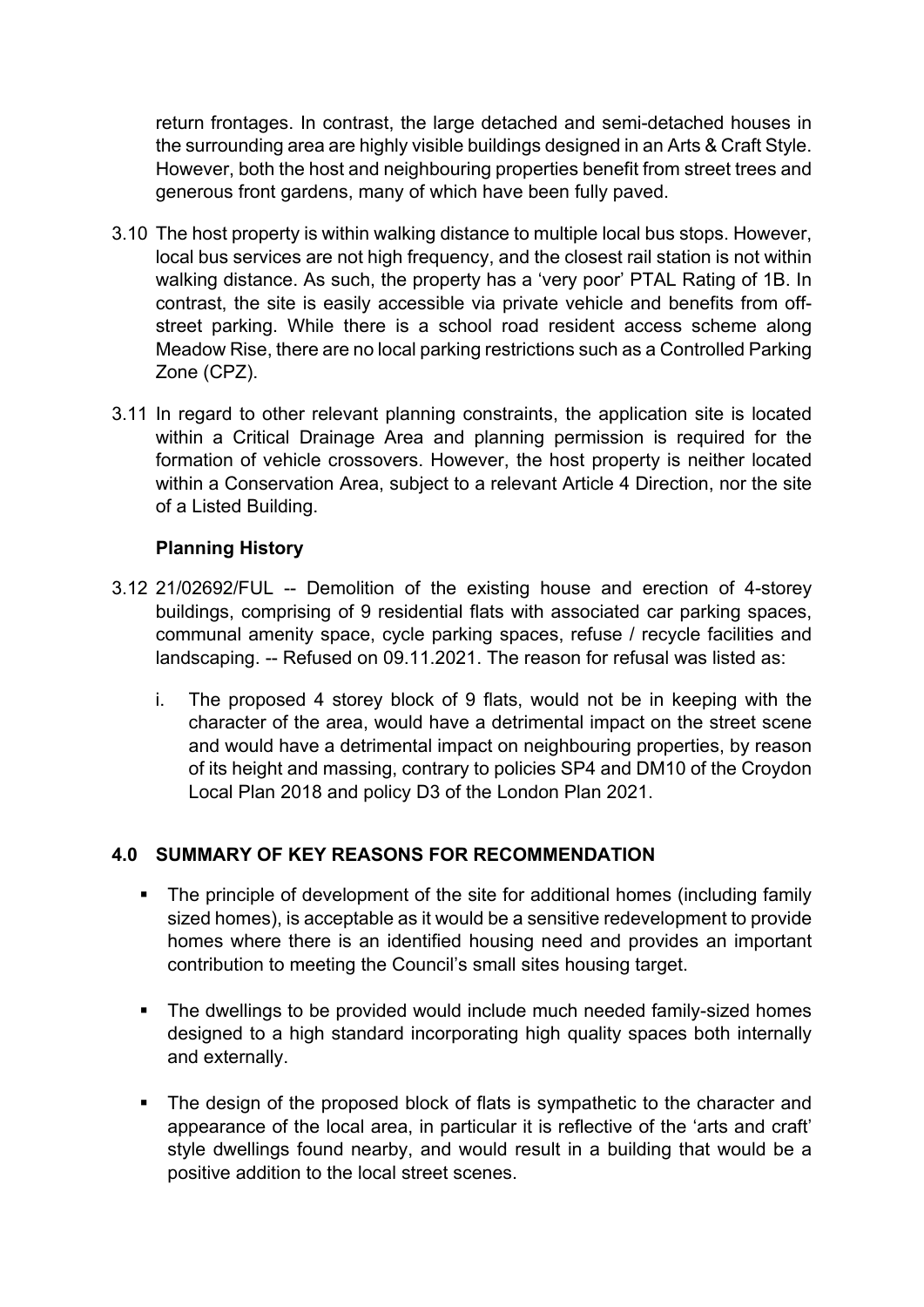return frontages. In contrast, the large detached and semi-detached houses in the surrounding area are highly visible buildings designed in an Arts & Craft Style. However, both the host and neighbouring properties benefit from street trees and generous front gardens, many of which have been fully paved.

3.10 The host property is within walking distance to multiple local bus stops. However, local bus services are not high frequency, and the closest rail station is not within walking distance. As such, the property has a 'very poor' PTAL Rating of 1B. In contrast, the site is easily accessible via private vehicle and benefits from off-street parking. While there is a school road resident access scheme along Meadow Rise, there are no local parking restrictions such as a Controlled Parking Zone (CPZ).

3.11 In regard to other relevant planning constraints, the application site is located within a Critical Drainage Area and planning permission is required for the formation of vehicle crossovers. However, the host property is neither located within a Conservation Area, subject to a relevant Article 4 Direction, nor the site of a Listed Building.

**Planning History**

3.12 21/02692/FUL -- Demolition of the existing house and erection of 4-storey buildings, comprising of 9 residential flats with associated car parking spaces, communal amenity space, cycle parking spaces, refuse / recycle facilities and landscaping. -- Refused on 09.11.2021. The reason for refusal was listed as:

i. The proposed 4 storey block of 9 flats, would not be in keeping with the character of the area, would have a detrimental impact on the street scene and would have a detrimental impact on neighbouring properties, by reason of its height and massing, contrary to policies SP4 and DM10 of the Croydon Local Plan 2018 and policy D3 of the London Plan 2021.

## 4.0 SUMMARY OF KEY REASONS FOR RECOMMENDATION

- The principle of development of the site for additional homes (including family sized homes), is acceptable as it would be a sensitive redevelopment to provide homes where there is an identified housing need and provides an important contribution to meeting the Council's small sites housing target.
- The dwellings to be provided would include much needed family-sized homes designed to a high standard incorporating high quality spaces both internally and externally.
- The design of the proposed block of flats is sympathetic to the character and appearance of the local area, in particular it is reflective of the 'arts and craft' style dwellings found nearby, and would result in a building that would be a positive addition to the local street scenes.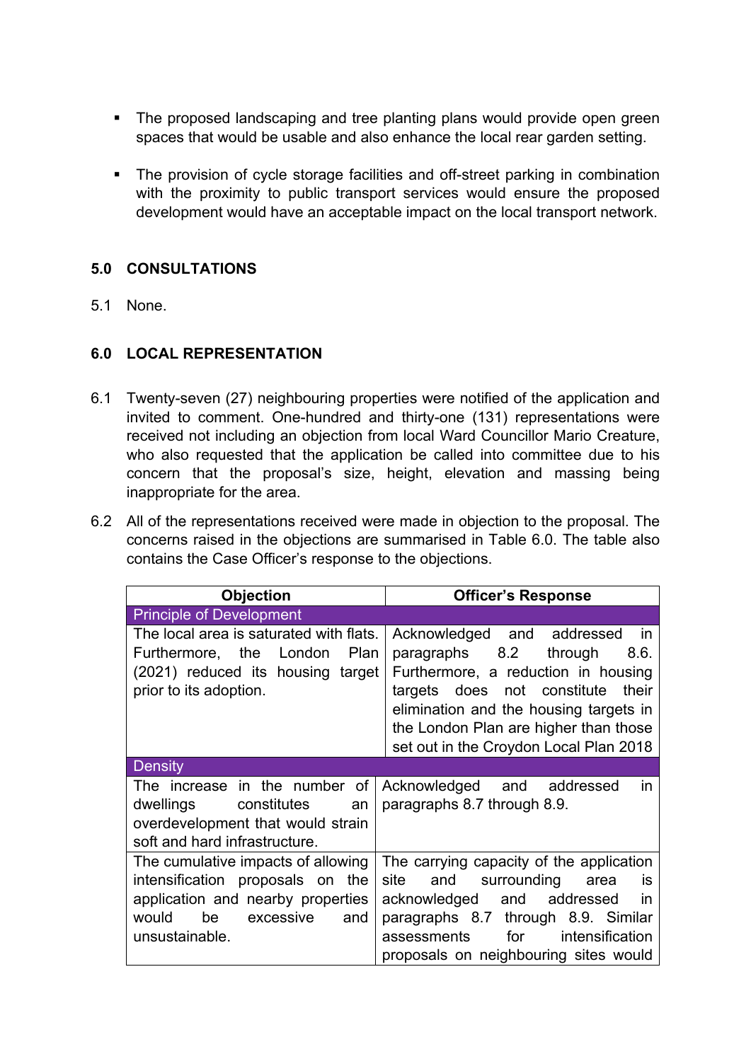- The proposed landscaping and tree planting plans would provide open green spaces that would be usable and also enhance the local rear garden setting.

- The provision of cycle storage facilities and off-street parking in combination with the proximity to public transport services would ensure the proposed development would have an acceptable impact on the local transport network.

## 5.0 CONSULTATIONS

5.1 None.

## 6.0 LOCAL REPRESENTATION

6.1 Twenty-seven (27) neighbouring properties were notified of the application and invited to comment. One-hundred and thirty-one (131) representations were received not including an objection from local Ward Councillor Mario Creature, who also requested that the application be called into committee due to his concern that the proposal's size, height, elevation and massing being inappropriate for the area.

6.2 All of the representations received were made in objection to the proposal. The concerns raised in the objections are summarised in Table 6.0. The table also contains the Case Officer's response to the objections.

| Objection | Officer's Response |
|---|---|
| **Principle of Development** | |
| The local area is saturated with flats. Furthermore, the London Plan (2021) reduced its housing target prior to its adoption. | Acknowledged and addressed in paragraphs 8.2 through 8.6. Furthermore, a reduction in housing targets does not constitute their elimination and the housing targets in the London Plan are higher than those set out in the Croydon Local Plan 2018 |
| **Density** | |
| The increase in the number of dwellings constitutes an overdevelopment that would strain soft and hard infrastructure. | Acknowledged and addressed in paragraphs 8.7 through 8.9. |
| The cumulative impacts of allowing intensification proposals on the application and nearby properties would be excessive and unsustainable. | The carrying capacity of the application site and surrounding area is acknowledged and addressed in paragraphs 8.7 through 8.9. Similar assessments for intensification proposals on neighbouring sites would |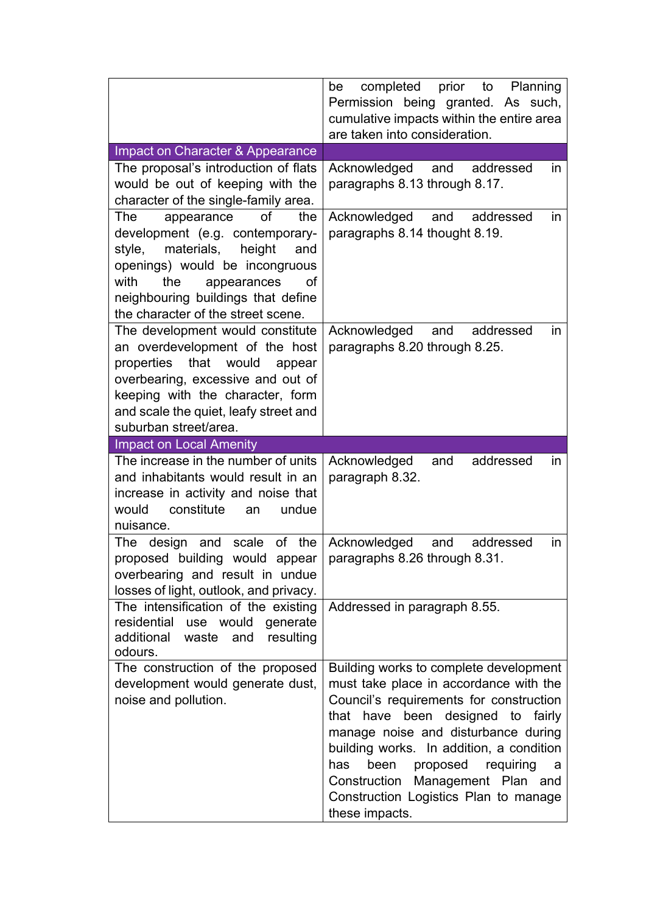| | |
|---|---|
| | be completed prior to Planning Permission being granted. As such, cumulative impacts within the entire area are taken into consideration. |
| **Impact on Character & Appearance** | |
| The proposal's introduction of flats would be out of keeping with the character of the single-family area. | Acknowledged and addressed in paragraphs 8.13 through 8.17. |
| The appearance of the development (e.g. contemporary-style, materials, height and openings) would be incongruous with the appearances of neighbouring buildings that define the character of the street scene. | Acknowledged and addressed in paragraphs 8.14 thought 8.19. |
| The development would constitute an overdevelopment of the host properties that would appear overbearing, excessive and out of keeping with the character, form and scale the quiet, leafy street and suburban street/area. | Acknowledged and addressed in paragraphs 8.20 through 8.25. |
| **Impact on Local Amenity** | |
| The increase in the number of units and inhabitants would result in an increase in activity and noise that would constitute an undue nuisance. | Acknowledged and addressed in paragraph 8.32. |
| The design and scale of the proposed building would appear overbearing and result in undue losses of light, outlook, and privacy. | Acknowledged and addressed in paragraphs 8.26 through 8.31. |
| The intensification of the existing residential use would generate additional waste and resulting odours. | Addressed in paragraph 8.55. |
| The construction of the proposed development would generate dust, noise and pollution. | Building works to complete development must take place in accordance with the Council's requirements for construction that have been designed to fairly manage noise and disturbance during building works. In addition, a condition has been proposed requiring a Construction Management Plan and Construction Logistics Plan to manage these impacts. |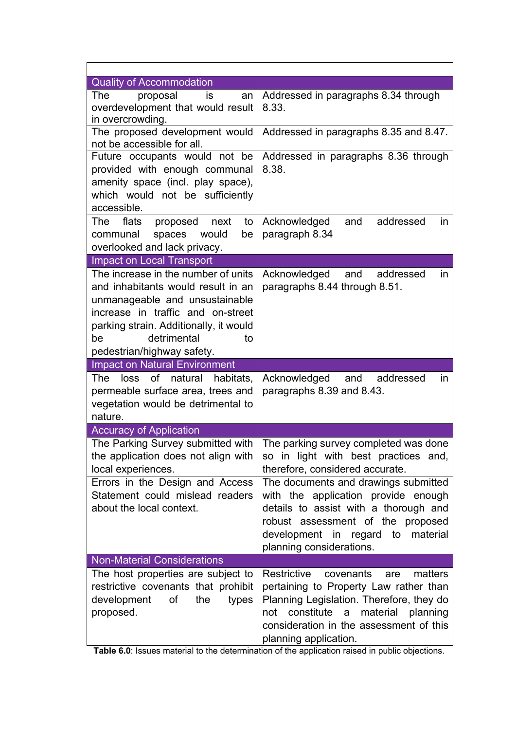| | |
|---|---|
| **Quality of Accommodation** | |
| The proposal is an overdevelopment that would result in overcrowding. | Addressed in paragraphs 8.34 through 8.33. |
| The proposed development would not be accessible for all. | Addressed in paragraphs 8.35 and 8.47. |
| Future occupants would not be provided with enough communal amenity space (incl. play space), which would not be sufficiently accessible. | Addressed in paragraphs 8.36 through 8.38. |
| The flats proposed next to communal spaces would be overlooked and lack privacy. | Acknowledged and addressed in paragraph 8.34 |
| **Impact on Local Transport** | |
| The increase in the number of units and inhabitants would result in an unmanageable and unsustainable increase in traffic and on-street parking strain. Additionally, it would be detrimental to pedestrian/highway safety. | Acknowledged and addressed in paragraphs 8.44 through 8.51. |
| **Impact on Natural Environment** | |
| The loss of natural habitats, permeable surface area, trees and vegetation would be detrimental to nature. | Acknowledged and addressed in paragraphs 8.39 and 8.43. |
| **Accuracy of Application** | |
| The Parking Survey submitted with the application does not align with local experiences. | The parking survey completed was done so in light with best practices and, therefore, considered accurate. |
| Errors in the Design and Access Statement could mislead readers about the local context. | The documents and drawings submitted with the application provide enough details to assist with a thorough and robust assessment of the proposed development in regard to material planning considerations. |
| **Non-Material Considerations** | |
| The host properties are subject to restrictive covenants that prohibit development of the types proposed. | Restrictive covenants are matters pertaining to Property Law rather than Planning Legislation. Therefore, they do not constitute a material planning consideration in the assessment of this planning application. |

**Table 6.0**: Issues material to the determination of the application raised in public objections.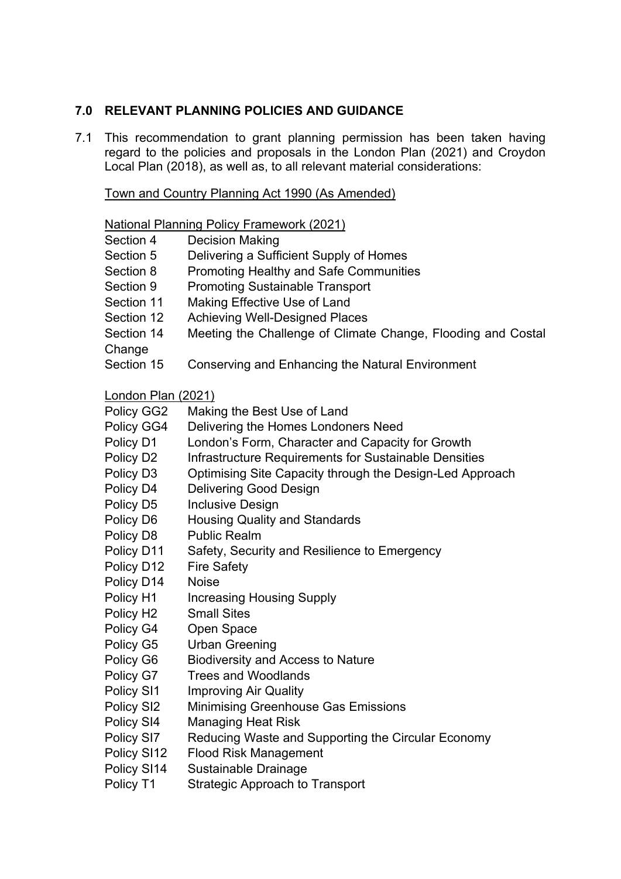## 7.0 RELEVANT PLANNING POLICIES AND GUIDANCE

7.1 This recommendation to grant planning permission has been taken having regard to the policies and proposals in the London Plan (2021) and Croydon Local Plan (2018), as well as, to all relevant material considerations:

Town and Country Planning Act 1990 (As Amended)

National Planning Policy Framework (2021)

- Section 4 Decision Making
- Section 5 Delivering a Sufficient Supply of Homes
- Section 8 Promoting Healthy and Safe Communities
- Section 9 Promoting Sustainable Transport
- Section 11 Making Effective Use of Land
- Section 12 Achieving Well-Designed Places
- Section 14 Meeting the Challenge of Climate Change, Flooding and Costal Change
- Section 15 Conserving and Enhancing the Natural Environment

London Plan (2021)

- Policy GG2 Making the Best Use of Land
- Policy GG4 Delivering the Homes Londoners Need
- Policy D1 London's Form, Character and Capacity for Growth
- Policy D2 Infrastructure Requirements for Sustainable Densities
- Policy D3 Optimising Site Capacity through the Design-Led Approach
- Policy D4 Delivering Good Design
- Policy D5 Inclusive Design
- Policy D6 Housing Quality and Standards
- Policy D8 Public Realm
- Policy D11 Safety, Security and Resilience to Emergency
- Policy D12 Fire Safety
- Policy D14 Noise
- Policy H1 Increasing Housing Supply
- Policy H2 Small Sites
- Policy G4 Open Space
- Policy G5 Urban Greening
- Policy G6 Biodiversity and Access to Nature
- Policy G7 Trees and Woodlands
- Policy SI1 Improving Air Quality
- Policy SI2 Minimising Greenhouse Gas Emissions
- Policy SI4 Managing Heat Risk
- Policy SI7 Reducing Waste and Supporting the Circular Economy
- Policy SI12 Flood Risk Management
- Policy SI14 Sustainable Drainage
- Policy T1 Strategic Approach to Transport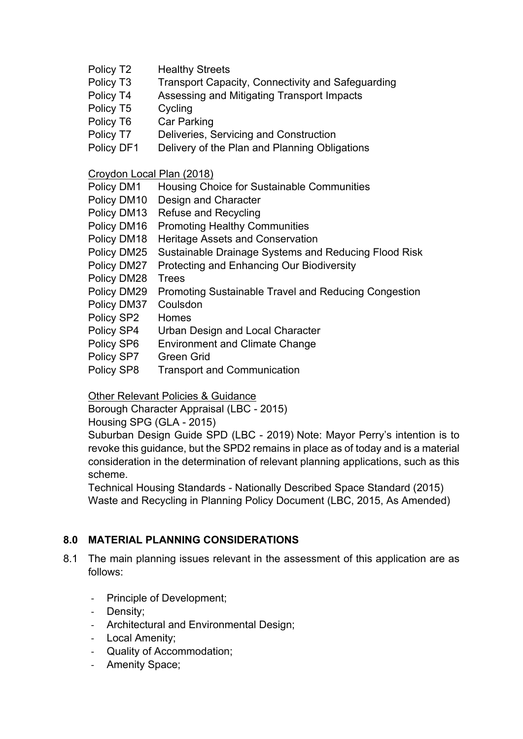Policy T2 Healthy Streets
Policy T3 Transport Capacity, Connectivity and Safeguarding
Policy T4 Assessing and Mitigating Transport Impacts
Policy T5 Cycling
Policy T6 Car Parking
Policy T7 Deliveries, Servicing and Construction
Policy DF1 Delivery of the Plan and Planning Obligations

Croydon Local Plan (2018)

Policy DM1 Housing Choice for Sustainable Communities
Policy DM10 Design and Character
Policy DM13 Refuse and Recycling
Policy DM16 Promoting Healthy Communities
Policy DM18 Heritage Assets and Conservation
Policy DM25 Sustainable Drainage Systems and Reducing Flood Risk
Policy DM27 Protecting and Enhancing Our Biodiversity
Policy DM28 Trees
Policy DM29 Promoting Sustainable Travel and Reducing Congestion
Policy DM37 Coulsdon
Policy SP2 Homes
Policy SP4 Urban Design and Local Character
Policy SP6 Environment and Climate Change
Policy SP7 Green Grid
Policy SP8 Transport and Communication

Other Relevant Policies & Guidance

Borough Character Appraisal (LBC - 2015)
Housing SPG (GLA - 2015)
Suburban Design Guide SPD (LBC - 2019) Note: Mayor Perry's intention is to revoke this guidance, but the SPD2 remains in place as of today and is a material consideration in the determination of relevant planning applications, such as this scheme.
Technical Housing Standards - Nationally Described Space Standard (2015)
Waste and Recycling in Planning Policy Document (LBC, 2015, As Amended)

## 8.0 MATERIAL PLANNING CONSIDERATIONS

8.1 The main planning issues relevant in the assessment of this application are as follows:

- Principle of Development;
- Density;
- Architectural and Environmental Design;
- Local Amenity;
- Quality of Accommodation;
- Amenity Space;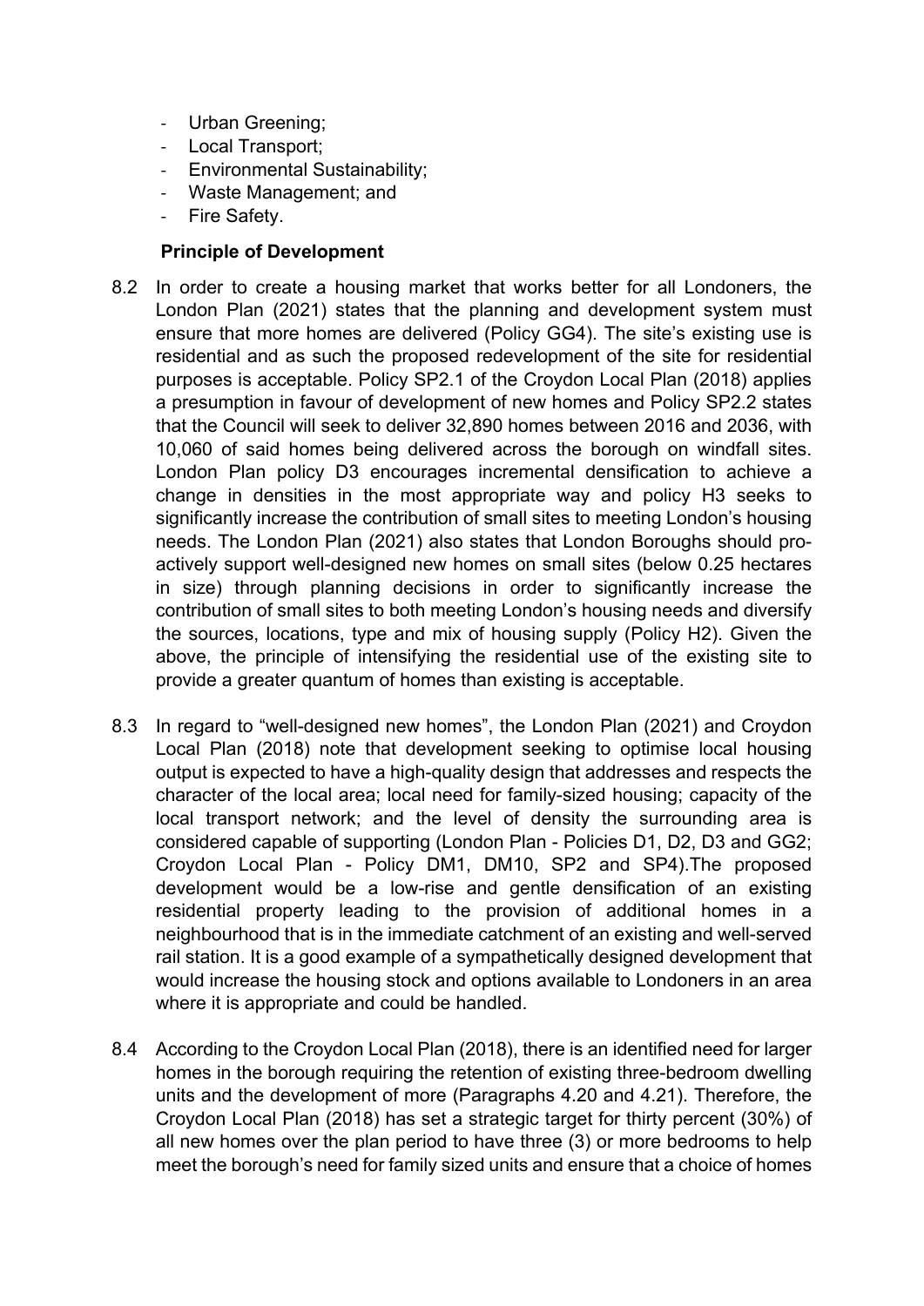- Urban Greening;
- Local Transport;
- Environmental Sustainability;
- Waste Management; and
- Fire Safety.

**Principle of Development**

8.2 In order to create a housing market that works better for all Londoners, the London Plan (2021) states that the planning and development system must ensure that more homes are delivered (Policy GG4). The site's existing use is residential and as such the proposed redevelopment of the site for residential purposes is acceptable. Policy SP2.1 of the Croydon Local Plan (2018) applies a presumption in favour of development of new homes and Policy SP2.2 states that the Council will seek to deliver 32,890 homes between 2016 and 2036, with 10,060 of said homes being delivered across the borough on windfall sites. London Plan policy D3 encourages incremental densification to achieve a change in densities in the most appropriate way and policy H3 seeks to significantly increase the contribution of small sites to meeting London's housing needs. The London Plan (2021) also states that London Boroughs should pro-actively support well-designed new homes on small sites (below 0.25 hectares in size) through planning decisions in order to significantly increase the contribution of small sites to both meeting London's housing needs and diversify the sources, locations, type and mix of housing supply (Policy H2). Given the above, the principle of intensifying the residential use of the existing site to provide a greater quantum of homes than existing is acceptable.

8.3 In regard to "well-designed new homes", the London Plan (2021) and Croydon Local Plan (2018) note that development seeking to optimise local housing output is expected to have a high-quality design that addresses and respects the character of the local area; local need for family-sized housing; capacity of the local transport network; and the level of density the surrounding area is considered capable of supporting (London Plan - Policies D1, D2, D3 and GG2; Croydon Local Plan - Policy DM1, DM10, SP2 and SP4).The proposed development would be a low-rise and gentle densification of an existing residential property leading to the provision of additional homes in a neighbourhood that is in the immediate catchment of an existing and well-served rail station. It is a good example of a sympathetically designed development that would increase the housing stock and options available to Londoners in an area where it is appropriate and could be handled.

8.4 According to the Croydon Local Plan (2018), there is an identified need for larger homes in the borough requiring the retention of existing three-bedroom dwelling units and the development of more (Paragraphs 4.20 and 4.21). Therefore, the Croydon Local Plan (2018) has set a strategic target for thirty percent (30%) of all new homes over the plan period to have three (3) or more bedrooms to help meet the borough's need for family sized units and ensure that a choice of homes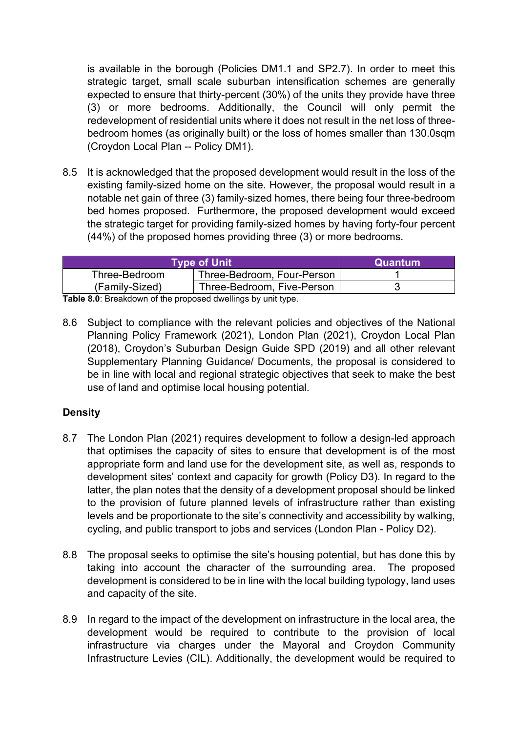is available in the borough (Policies DM1.1 and SP2.7). In order to meet this strategic target, small scale suburban intensification schemes are generally expected to ensure that thirty-percent (30%) of the units they provide have three (3) or more bedrooms. Additionally, the Council will only permit the redevelopment of residential units where it does not result in the net loss of three-bedroom homes (as originally built) or the loss of homes smaller than 130.0sqm (Croydon Local Plan -- Policy DM1).

8.5 It is acknowledged that the proposed development would result in the loss of the existing family-sized home on the site. However, the proposal would result in a notable net gain of three (3) family-sized homes, there being four three-bedroom bed homes proposed. Furthermore, the proposed development would exceed the strategic target for providing family-sized homes by having forty-four percent (44%) of the proposed homes providing three (3) or more bedrooms.

| Type of Unit | | Quantum |
|---|---|---|
| Three-Bedroom (Family-Sized) | Three-Bedroom, Four-Person | 1 |
| | Three-Bedroom, Five-Person | 3 |

**Table 8.0**: Breakdown of the proposed dwellings by unit type.

8.6 Subject to compliance with the relevant policies and objectives of the National Planning Policy Framework (2021), London Plan (2021), Croydon Local Plan (2018), Croydon's Suburban Design Guide SPD (2019) and all other relevant Supplementary Planning Guidance/ Documents, the proposal is considered to be in line with local and regional strategic objectives that seek to make the best use of land and optimise local housing potential.

**Density**

8.7 The London Plan (2021) requires development to follow a design-led approach that optimises the capacity of sites to ensure that development is of the most appropriate form and land use for the development site, as well as, responds to development sites' context and capacity for growth (Policy D3). In regard to the latter, the plan notes that the density of a development proposal should be linked to the provision of future planned levels of infrastructure rather than existing levels and be proportionate to the site's connectivity and accessibility by walking, cycling, and public transport to jobs and services (London Plan - Policy D2).

8.8 The proposal seeks to optimise the site's housing potential, but has done this by taking into account the character of the surrounding area. The proposed development is considered to be in line with the local building typology, land uses and capacity of the site.

8.9 In regard to the impact of the development on infrastructure in the local area, the development would be required to contribute to the provision of local infrastructure via charges under the Mayoral and Croydon Community Infrastructure Levies (CIL). Additionally, the development would be required to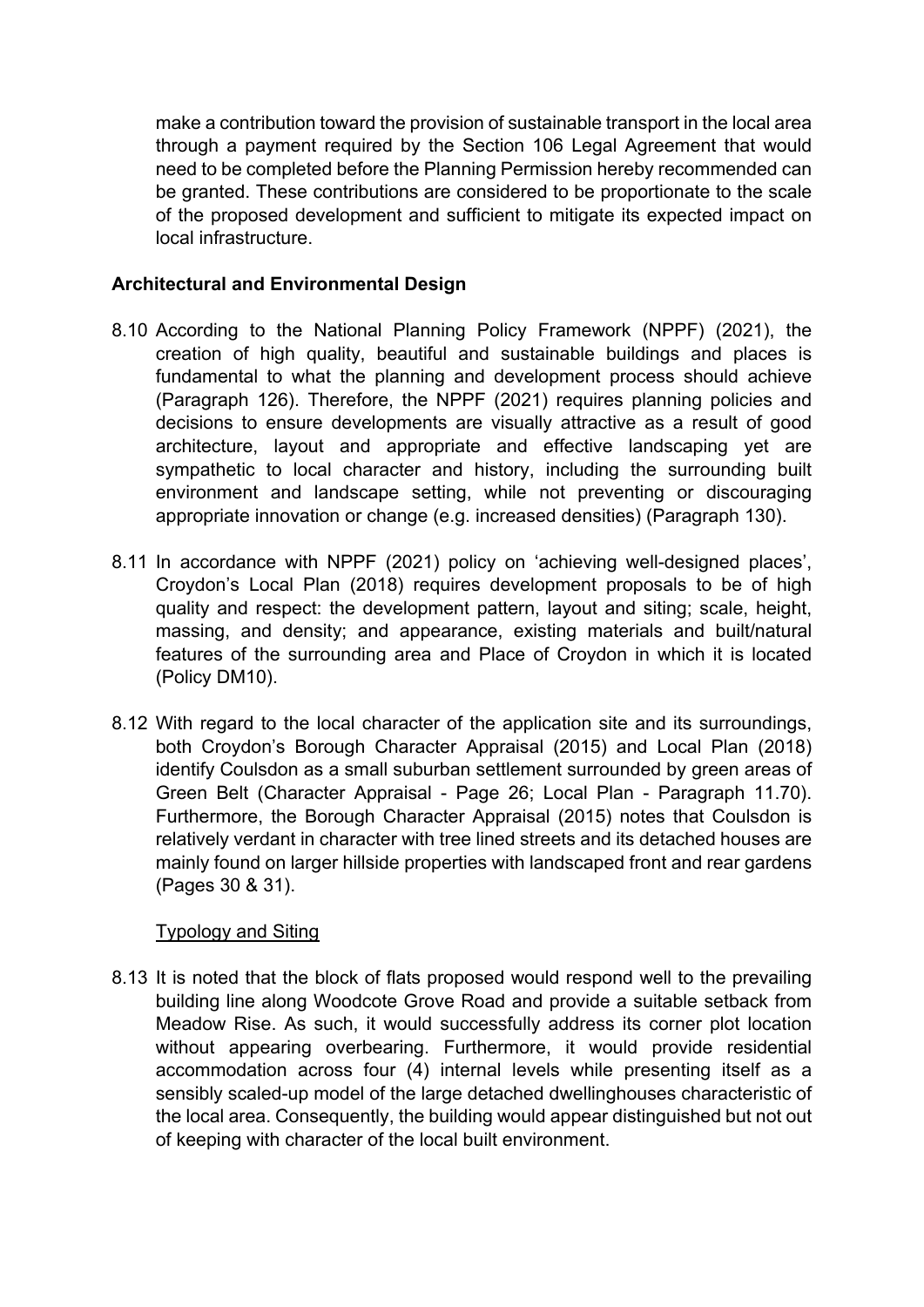make a contribution toward the provision of sustainable transport in the local area through a payment required by the Section 106 Legal Agreement that would need to be completed before the Planning Permission hereby recommended can be granted. These contributions are considered to be proportionate to the scale of the proposed development and sufficient to mitigate its expected impact on local infrastructure.

**Architectural and Environmental Design**

8.10 According to the National Planning Policy Framework (NPPF) (2021), the creation of high quality, beautiful and sustainable buildings and places is fundamental to what the planning and development process should achieve (Paragraph 126). Therefore, the NPPF (2021) requires planning policies and decisions to ensure developments are visually attractive as a result of good architecture, layout and appropriate and effective landscaping yet are sympathetic to local character and history, including the surrounding built environment and landscape setting, while not preventing or discouraging appropriate innovation or change (e.g. increased densities) (Paragraph 130).

8.11 In accordance with NPPF (2021) policy on 'achieving well-designed places', Croydon's Local Plan (2018) requires development proposals to be of high quality and respect: the development pattern, layout and siting; scale, height, massing, and density; and appearance, existing materials and built/natural features of the surrounding area and Place of Croydon in which it is located (Policy DM10).

8.12 With regard to the local character of the application site and its surroundings, both Croydon's Borough Character Appraisal (2015) and Local Plan (2018) identify Coulsdon as a small suburban settlement surrounded by green areas of Green Belt (Character Appraisal - Page 26; Local Plan - Paragraph 11.70). Furthermore, the Borough Character Appraisal (2015) notes that Coulsdon is relatively verdant in character with tree lined streets and its detached houses are mainly found on larger hillside properties with landscaped front and rear gardens (Pages 30 & 31).

<u>Typology and Siting</u>

8.13 It is noted that the block of flats proposed would respond well to the prevailing building line along Woodcote Grove Road and provide a suitable setback from Meadow Rise. As such, it would successfully address its corner plot location without appearing overbearing. Furthermore, it would provide residential accommodation across four (4) internal levels while presenting itself as a sensibly scaled-up model of the large detached dwellinghouses characteristic of the local area. Consequently, the building would appear distinguished but not out of keeping with character of the local built environment.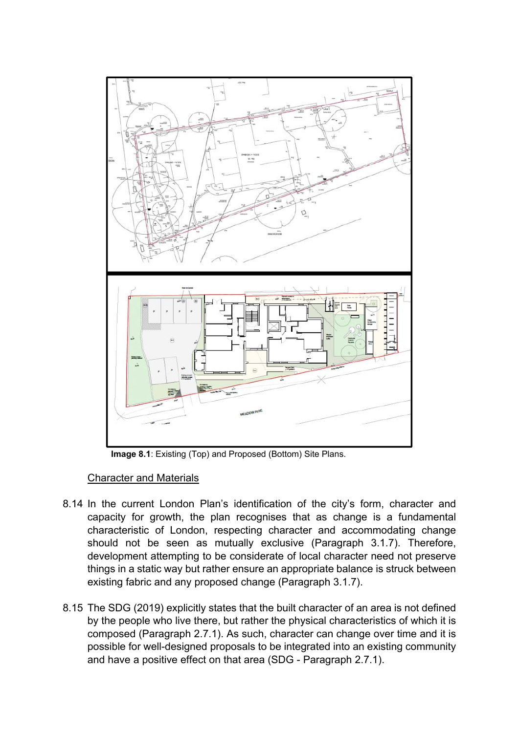**Image 8.1**: Existing (Top) and Proposed (Bottom) Site Plans.

## Character and Materials

8.14 In the current London Plan's identification of the city's form, character and capacity for growth, the plan recognises that as change is a fundamental characteristic of London, respecting character and accommodating change should not be seen as mutually exclusive (Paragraph 3.1.7). Therefore, development attempting to be considerate of local character need not preserve things in a static way but rather ensure an appropriate balance is struck between existing fabric and any proposed change (Paragraph 3.1.7).

8.15 The SDG (2019) explicitly states that the built character of an area is not defined by the people who live there, but rather the physical characteristics of which it is composed (Paragraph 2.7.1). As such, character can change over time and it is possible for well-designed proposals to be integrated into an existing community and have a positive effect on that area (SDG - Paragraph 2.7.1).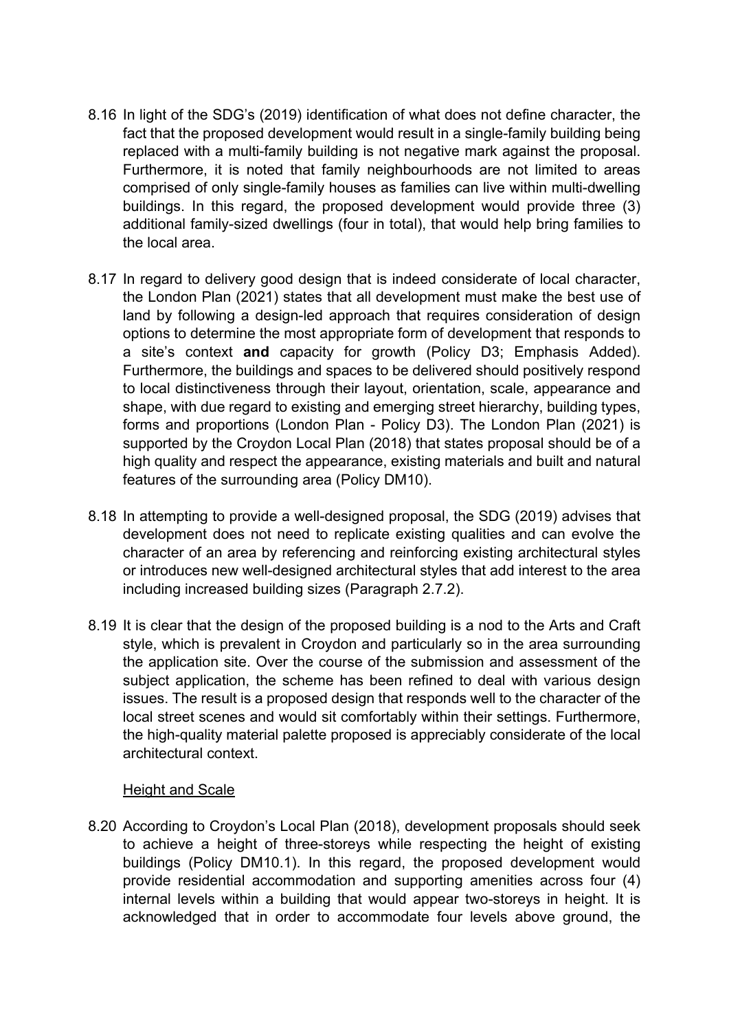8.16 In light of the SDG's (2019) identification of what does not define character, the fact that the proposed development would result in a single-family building being replaced with a multi-family building is not negative mark against the proposal. Furthermore, it is noted that family neighbourhoods are not limited to areas comprised of only single-family houses as families can live within multi-dwelling buildings. In this regard, the proposed development would provide three (3) additional family-sized dwellings (four in total), that would help bring families to the local area.

8.17 In regard to delivery good design that is indeed considerate of local character, the London Plan (2021) states that all development must make the best use of land by following a design-led approach that requires consideration of design options to determine the most appropriate form of development that responds to a site's context **and** capacity for growth (Policy D3; Emphasis Added). Furthermore, the buildings and spaces to be delivered should positively respond to local distinctiveness through their layout, orientation, scale, appearance and shape, with due regard to existing and emerging street hierarchy, building types, forms and proportions (London Plan - Policy D3). The London Plan (2021) is supported by the Croydon Local Plan (2018) that states proposal should be of a high quality and respect the appearance, existing materials and built and natural features of the surrounding area (Policy DM10).

8.18 In attempting to provide a well-designed proposal, the SDG (2019) advises that development does not need to replicate existing qualities and can evolve the character of an area by referencing and reinforcing existing architectural styles or introduces new well-designed architectural styles that add interest to the area including increased building sizes (Paragraph 2.7.2).

8.19 It is clear that the design of the proposed building is a nod to the Arts and Craft style, which is prevalent in Croydon and particularly so in the area surrounding the application site. Over the course of the submission and assessment of the subject application, the scheme has been refined to deal with various design issues. The result is a proposed design that responds well to the character of the local street scenes and would sit comfortably within their settings. Furthermore, the high-quality material palette proposed is appreciably considerate of the local architectural context.

<u>Height and Scale</u>

8.20 According to Croydon's Local Plan (2018), development proposals should seek to achieve a height of three-storeys while respecting the height of existing buildings (Policy DM10.1). In this regard, the proposed development would provide residential accommodation and supporting amenities across four (4) internal levels within a building that would appear two-storeys in height. It is acknowledged that in order to accommodate four levels above ground, the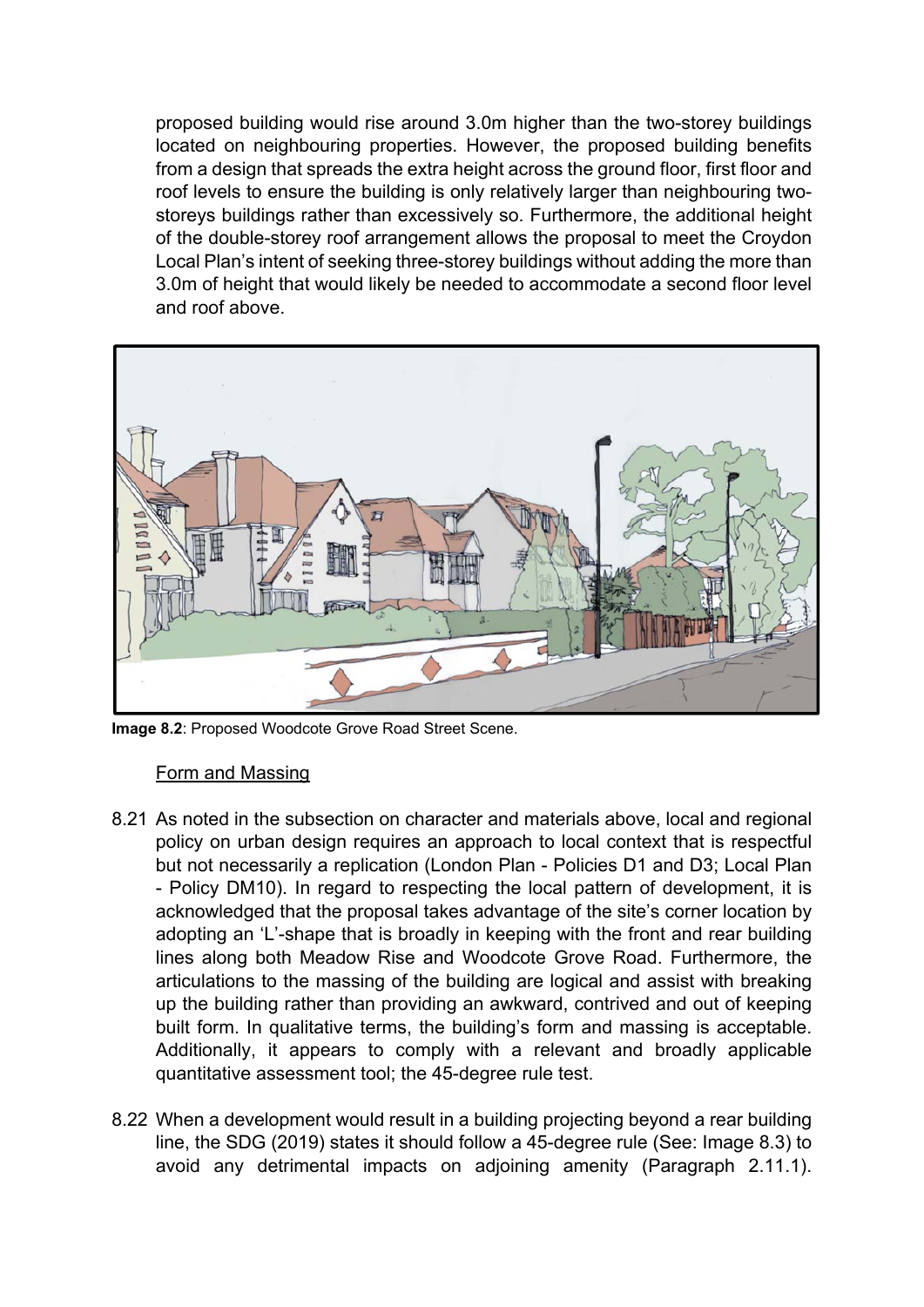proposed building would rise around 3.0m higher than the two-storey buildings located on neighbouring properties. However, the proposed building benefits from a design that spreads the extra height across the ground floor, first floor and roof levels to ensure the building is only relatively larger than neighbouring two-storeys buildings rather than excessively so. Furthermore, the additional height of the double-storey roof arrangement allows the proposal to meet the Croydon Local Plan's intent of seeking three-storey buildings without adding the more than 3.0m of height that would likely be needed to accommodate a second floor level and roof above.

**Image 8.2**: Proposed Woodcote Grove Road Street Scene.

Form and Massing

8.21 As noted in the subsection on character and materials above, local and regional policy on urban design requires an approach to local context that is respectful but not necessarily a replication (London Plan - Policies D1 and D3; Local Plan - Policy DM10). In regard to respecting the local pattern of development, it is acknowledged that the proposal takes advantage of the site's corner location by adopting an 'L'-shape that is broadly in keeping with the front and rear building lines along both Meadow Rise and Woodcote Grove Road. Furthermore, the articulations to the massing of the building are logical and assist with breaking up the building rather than providing an awkward, contrived and out of keeping built form. In qualitative terms, the building's form and massing is acceptable. Additionally, it appears to comply with a relevant and broadly applicable quantitative assessment tool; the 45-degree rule test.

8.22 When a development would result in a building projecting beyond a rear building line, the SDG (2019) states it should follow a 45-degree rule (See: Image 8.3) to avoid any detrimental impacts on adjoining amenity (Paragraph 2.11.1).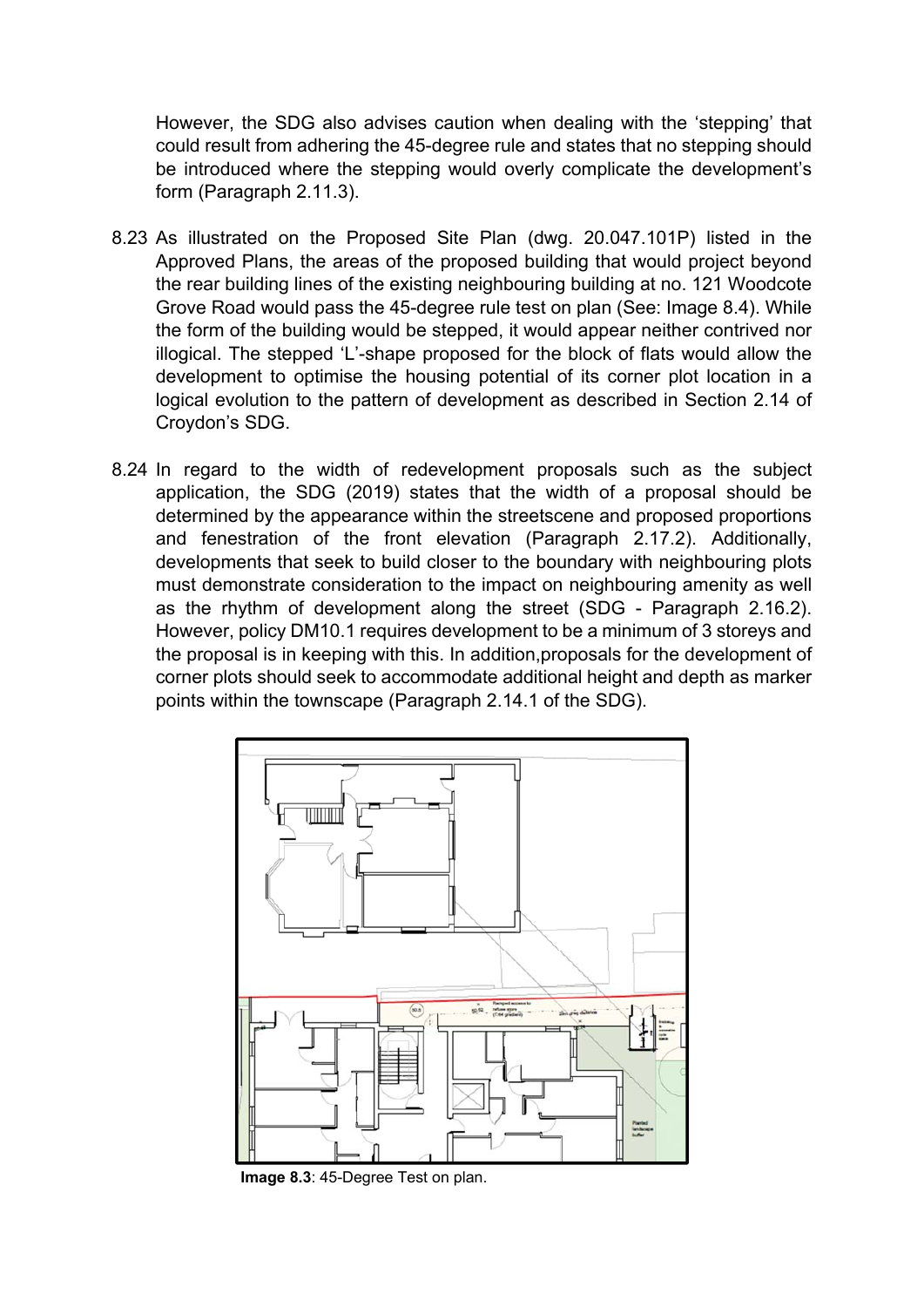However, the SDG also advises caution when dealing with the 'stepping' that could result from adhering the 45-degree rule and states that no stepping should be introduced where the stepping would overly complicate the development's form (Paragraph 2.11.3).

8.23 As illustrated on the Proposed Site Plan (dwg. 20.047.101P) listed in the Approved Plans, the areas of the proposed building that would project beyond the rear building lines of the existing neighbouring building at no. 121 Woodcote Grove Road would pass the 45-degree rule test on plan (See: Image 8.4). While the form of the building would be stepped, it would appear neither contrived nor illogical. The stepped 'L'-shape proposed for the block of flats would allow the development to optimise the housing potential of its corner plot location in a logical evolution to the pattern of development as described in Section 2.14 of Croydon's SDG.

8.24 In regard to the width of redevelopment proposals such as the subject application, the SDG (2019) states that the width of a proposal should be determined by the appearance within the streetscene and proposed proportions and fenestration of the front elevation (Paragraph 2.17.2). Additionally, developments that seek to build closer to the boundary with neighbouring plots must demonstrate consideration to the impact on neighbouring amenity as well as the rhythm of development along the street (SDG - Paragraph 2.16.2). However, policy DM10.1 requires development to be a minimum of 3 storeys and the proposal is in keeping with this. In addition,proposals for the development of corner plots should seek to accommodate additional height and depth as marker points within the townscape (Paragraph 2.14.1 of the SDG).

**Image 8.3**: 45-Degree Test on plan.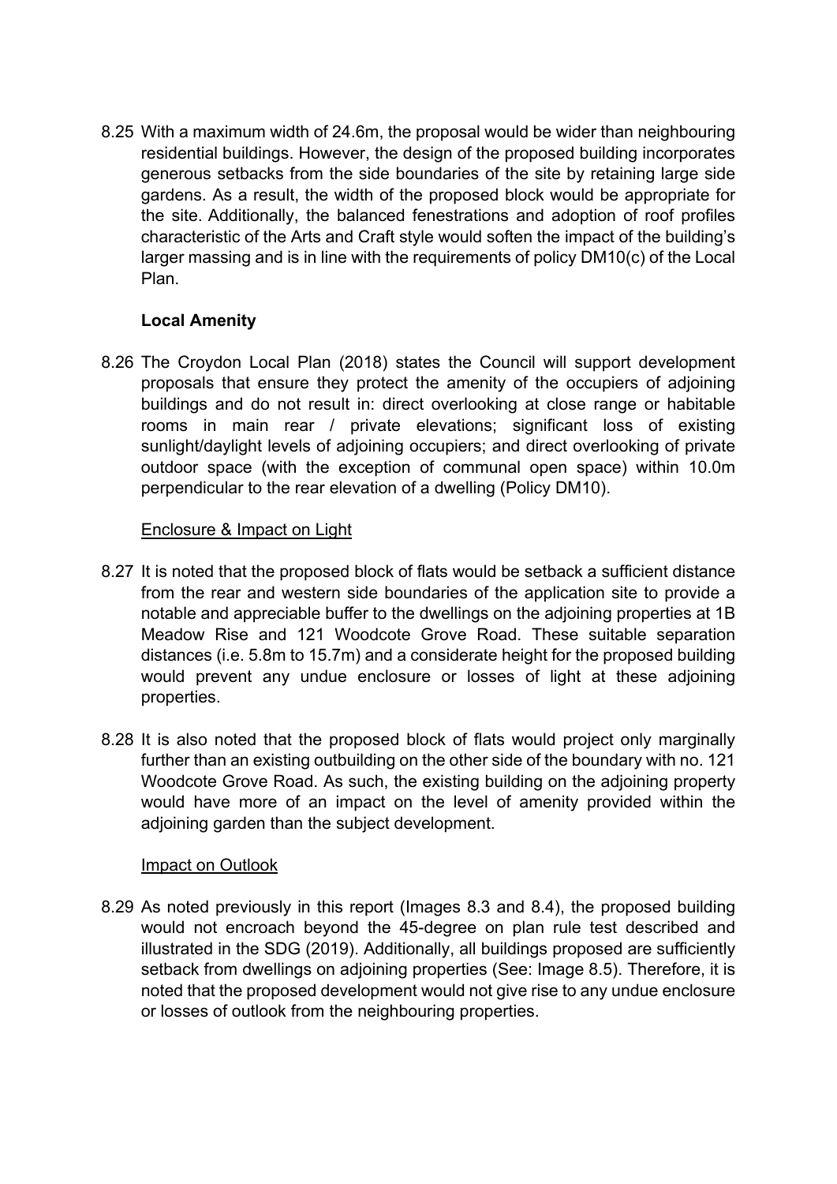8.25 With a maximum width of 24.6m, the proposal would be wider than neighbouring residential buildings. However, the design of the proposed building incorporates generous setbacks from the side boundaries of the site by retaining large side gardens. As a result, the width of the proposed block would be appropriate for the site. Additionally, the balanced fenestrations and adoption of roof profiles characteristic of the Arts and Craft style would soften the impact of the building's larger massing and is in line with the requirements of policy DM10(c) of the Local Plan.

**Local Amenity**

8.26 The Croydon Local Plan (2018) states the Council will support development proposals that ensure they protect the amenity of the occupiers of adjoining buildings and do not result in: direct overlooking at close range or habitable rooms in main rear / private elevations; significant loss of existing sunlight/daylight levels of adjoining occupiers; and direct overlooking of private outdoor space (with the exception of communal open space) within 10.0m perpendicular to the rear elevation of a dwelling (Policy DM10).

Enclosure & Impact on Light

8.27 It is noted that the proposed block of flats would be setback a sufficient distance from the rear and western side boundaries of the application site to provide a notable and appreciable buffer to the dwellings on the adjoining properties at 1B Meadow Rise and 121 Woodcote Grove Road. These suitable separation distances (i.e. 5.8m to 15.7m) and a considerate height for the proposed building would prevent any undue enclosure or losses of light at these adjoining properties.

8.28 It is also noted that the proposed block of flats would project only marginally further than an existing outbuilding on the other side of the boundary with no. 121 Woodcote Grove Road. As such, the existing building on the adjoining property would have more of an impact on the level of amenity provided within the adjoining garden than the subject development.

Impact on Outlook

8.29 As noted previously in this report (Images 8.3 and 8.4), the proposed building would not encroach beyond the 45-degree on plan rule test described and illustrated in the SDG (2019). Additionally, all buildings proposed are sufficiently setback from dwellings on adjoining properties (See: Image 8.5). Therefore, it is noted that the proposed development would not give rise to any undue enclosure or losses of outlook from the neighbouring properties.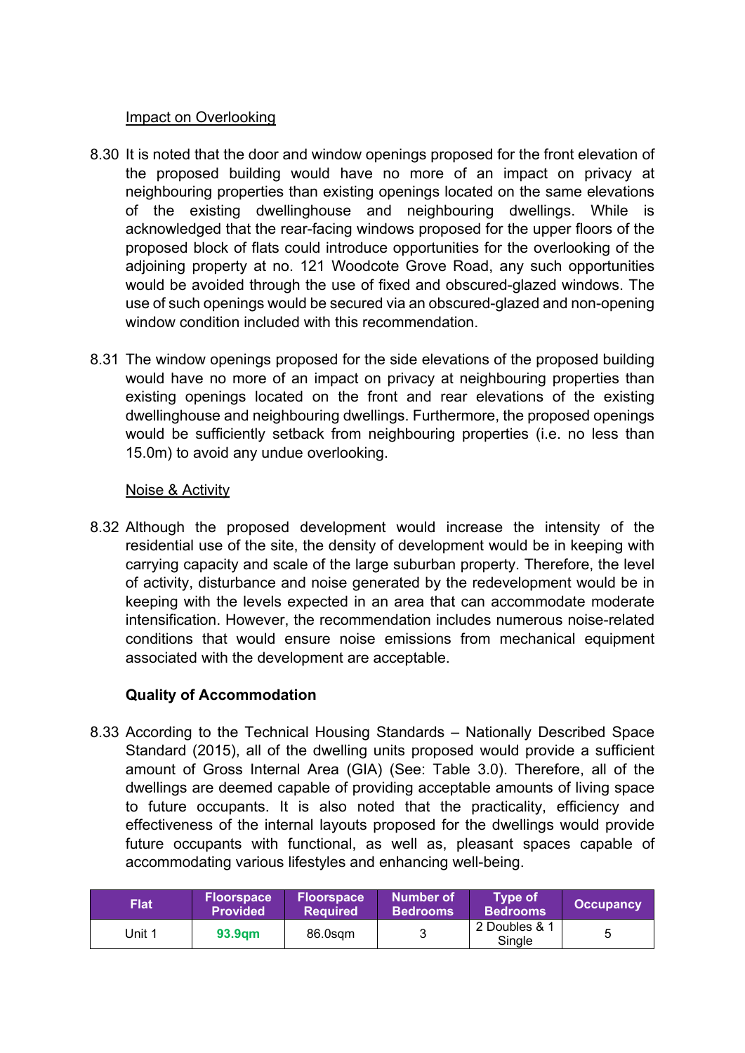Impact on Overlooking

8.30 It is noted that the door and window openings proposed for the front elevation of the proposed building would have no more of an impact on privacy at neighbouring properties than existing openings located on the same elevations of the existing dwellinghouse and neighbouring dwellings. While is acknowledged that the rear-facing windows proposed for the upper floors of the proposed block of flats could introduce opportunities for the overlooking of the adjoining property at no. 121 Woodcote Grove Road, any such opportunities would be avoided through the use of fixed and obscured-glazed windows. The use of such openings would be secured via an obscured-glazed and non-opening window condition included with this recommendation.

8.31 The window openings proposed for the side elevations of the proposed building would have no more of an impact on privacy at neighbouring properties than existing openings located on the front and rear elevations of the existing dwellinghouse and neighbouring dwellings. Furthermore, the proposed openings would be sufficiently setback from neighbouring properties (i.e. no less than 15.0m) to avoid any undue overlooking.

Noise & Activity

8.32 Although the proposed development would increase the intensity of the residential use of the site, the density of development would be in keeping with carrying capacity and scale of the large suburban property. Therefore, the level of activity, disturbance and noise generated by the redevelopment would be in keeping with the levels expected in an area that can accommodate moderate intensification. However, the recommendation includes numerous noise-related conditions that would ensure noise emissions from mechanical equipment associated with the development are acceptable.

**Quality of Accommodation**

8.33 According to the Technical Housing Standards – Nationally Described Space Standard (2015), all of the dwelling units proposed would provide a sufficient amount of Gross Internal Area (GIA) (See: Table 3.0). Therefore, all of the dwellings are deemed capable of providing acceptable amounts of living space to future occupants. It is also noted that the practicality, efficiency and effectiveness of the internal layouts proposed for the dwellings would provide future occupants with functional, as well as, pleasant spaces capable of accommodating various lifestyles and enhancing well-being.

| Flat | Floorspace Provided | Floorspace Required | Number of Bedrooms | Type of Bedrooms | Occupancy |
|---|---|---|---|---|---|
| Unit 1 | **93.9qm** | 86.0sqm | 3 | 2 Doubles & 1 Single | 5 |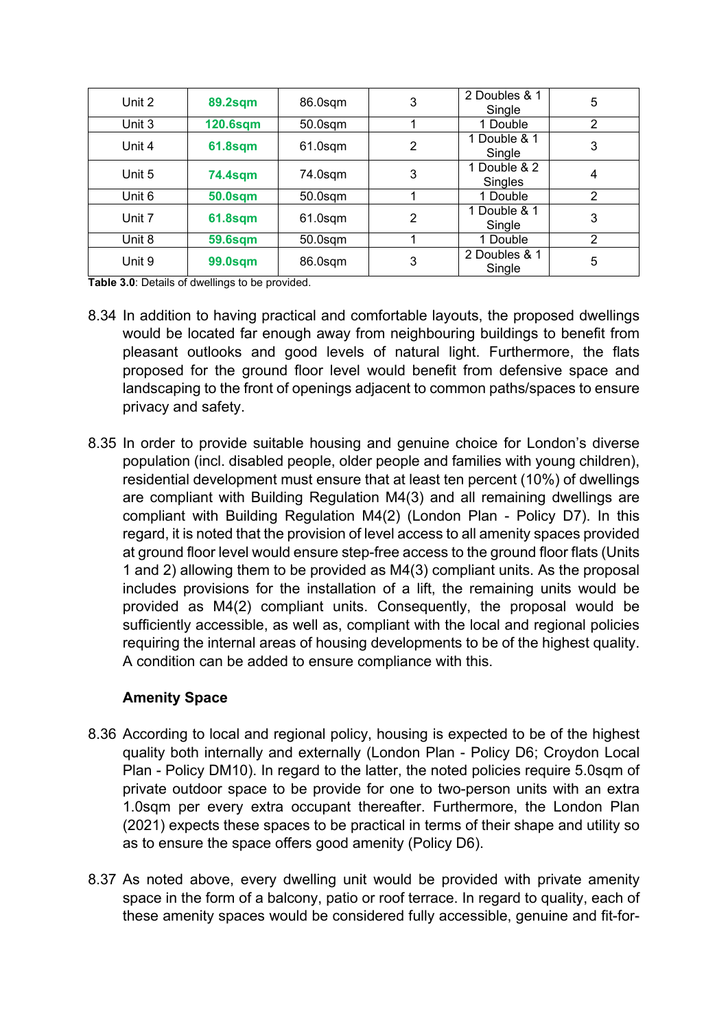| | | | | | |
|---|---|---|---|---|---|
| Unit 2 | **89.2sqm** | 86.0sqm | 3 | 2 Doubles & 1 Single | 5 |
| Unit 3 | **120.6sqm** | 50.0sqm | 1 | 1 Double | 2 |
| Unit 4 | **61.8sqm** | 61.0sqm | 2 | 1 Double & 1 Single | 3 |
| Unit 5 | **74.4sqm** | 74.0sqm | 3 | 1 Double & 2 Singles | 4 |
| Unit 6 | **50.0sqm** | 50.0sqm | 1 | 1 Double | 2 |
| Unit 7 | **61.8sqm** | 61.0sqm | 2 | 1 Double & 1 Single | 3 |
| Unit 8 | **59.6sqm** | 50.0sqm | 1 | 1 Double | 2 |
| Unit 9 | **99.0sqm** | 86.0sqm | 3 | 2 Doubles & 1 Single | 5 |

**Table 3.0**: Details of dwellings to be provided.

8.34 In addition to having practical and comfortable layouts, the proposed dwellings would be located far enough away from neighbouring buildings to benefit from pleasant outlooks and good levels of natural light. Furthermore, the flats proposed for the ground floor level would benefit from defensive space and landscaping to the front of openings adjacent to common paths/spaces to ensure privacy and safety.

8.35 In order to provide suitable housing and genuine choice for London's diverse population (incl. disabled people, older people and families with young children), residential development must ensure that at least ten percent (10%) of dwellings are compliant with Building Regulation M4(3) and all remaining dwellings are compliant with Building Regulation M4(2) (London Plan - Policy D7). In this regard, it is noted that the provision of level access to all amenity spaces provided at ground floor level would ensure step-free access to the ground floor flats (Units 1 and 2) allowing them to be provided as M4(3) compliant units. As the proposal includes provisions for the installation of a lift, the remaining units would be provided as M4(2) compliant units. Consequently, the proposal would be sufficiently accessible, as well as, compliant with the local and regional policies requiring the internal areas of housing developments to be of the highest quality. A condition can be added to ensure compliance with this.

**Amenity Space**

8.36 According to local and regional policy, housing is expected to be of the highest quality both internally and externally (London Plan - Policy D6; Croydon Local Plan - Policy DM10). In regard to the latter, the noted policies require 5.0sqm of private outdoor space to be provide for one to two-person units with an extra 1.0sqm per every extra occupant thereafter. Furthermore, the London Plan (2021) expects these spaces to be practical in terms of their shape and utility so as to ensure the space offers good amenity (Policy D6).

8.37 As noted above, every dwelling unit would be provided with private amenity space in the form of a balcony, patio or roof terrace. In regard to quality, each of these amenity spaces would be considered fully accessible, genuine and fit-for-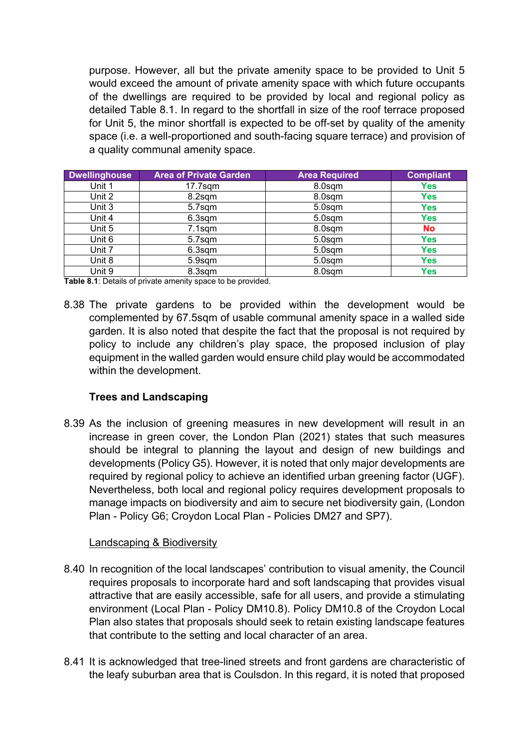purpose. However, all but the private amenity space to be provided to Unit 5 would exceed the amount of private amenity space with which future occupants of the dwellings are required to be provided by local and regional policy as detailed Table 8.1. In regard to the shortfall in size of the roof terrace proposed for Unit 5, the minor shortfall is expected to be off-set by quality of the amenity space (i.e. a well-proportioned and south-facing square terrace) and provision of a quality communal amenity space.

| Dwellinghouse | Area of Private Garden | Area Required | Compliant |
|---|---|---|---|
| Unit 1 | 17.7sqm | 8.0sqm | Yes |
| Unit 2 | 8.2sqm | 8.0sqm | Yes |
| Unit 3 | 5.7sqm | 5.0sqm | Yes |
| Unit 4 | 6.3sqm | 5.0sqm | Yes |
| Unit 5 | 7.1sqm | 8.0sqm | No |
| Unit 6 | 5.7sqm | 5.0sqm | Yes |
| Unit 7 | 6.3sqm | 5.0sqm | Yes |
| Unit 8 | 5.9sqm | 5.0sqm | Yes |
| Unit 9 | 8.3sqm | 8.0sqm | Yes |

**Table 8.1**: Details of private amenity space to be provided.

8.38 The private gardens to be provided within the development would be complemented by 67.5sqm of usable communal amenity space in a walled side garden. It is also noted that despite the fact that the proposal is not required by policy to include any children's play space, the proposed inclusion of play equipment in the walled garden would ensure child play would be accommodated within the development.

**Trees and Landscaping**

8.39 As the inclusion of greening measures in new development will result in an increase in green cover, the London Plan (2021) states that such measures should be integral to planning the layout and design of new buildings and developments (Policy G5). However, it is noted that only major developments are required by regional policy to achieve an identified urban greening factor (UGF). Nevertheless, both local and regional policy requires development proposals to manage impacts on biodiversity and aim to secure net biodiversity gain, (London Plan - Policy G6; Croydon Local Plan - Policies DM27 and SP7).

<u>Landscaping & Biodiversity</u>

8.40 In recognition of the local landscapes' contribution to visual amenity, the Council requires proposals to incorporate hard and soft landscaping that provides visual attractive that are easily accessible, safe for all users, and provide a stimulating environment (Local Plan - Policy DM10.8). Policy DM10.8 of the Croydon Local Plan also states that proposals should seek to retain existing landscape features that contribute to the setting and local character of an area.

8.41 It is acknowledged that tree-lined streets and front gardens are characteristic of the leafy suburban area that is Coulsdon. In this regard, it is noted that proposed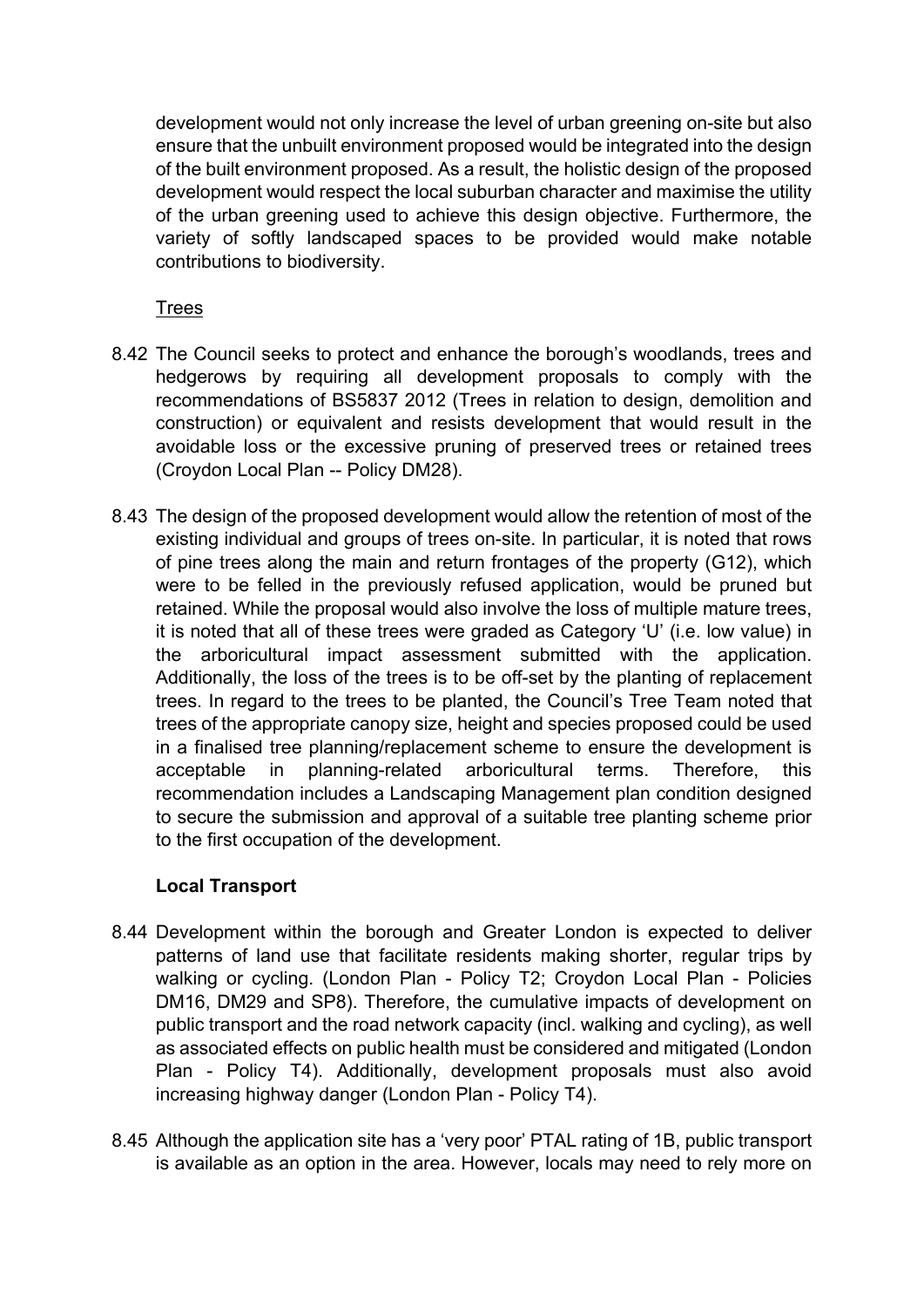development would not only increase the level of urban greening on-site but also ensure that the unbuilt environment proposed would be integrated into the design of the built environment proposed. As a result, the holistic design of the proposed development would respect the local suburban character and maximise the utility of the urban greening used to achieve this design objective. Furthermore, the variety of softly landscaped spaces to be provided would make notable contributions to biodiversity.

Trees

8.42 The Council seeks to protect and enhance the borough's woodlands, trees and hedgerows by requiring all development proposals to comply with the recommendations of BS5837 2012 (Trees in relation to design, demolition and construction) or equivalent and resists development that would result in the avoidable loss or the excessive pruning of preserved trees or retained trees (Croydon Local Plan -- Policy DM28).

8.43 The design of the proposed development would allow the retention of most of the existing individual and groups of trees on-site. In particular, it is noted that rows of pine trees along the main and return frontages of the property (G12), which were to be felled in the previously refused application, would be pruned but retained. While the proposal would also involve the loss of multiple mature trees, it is noted that all of these trees were graded as Category 'U' (i.e. low value) in the arboricultural impact assessment submitted with the application. Additionally, the loss of the trees is to be off-set by the planting of replacement trees. In regard to the trees to be planted, the Council's Tree Team noted that trees of the appropriate canopy size, height and species proposed could be used in a finalised tree planning/replacement scheme to ensure the development is acceptable in planning-related arboricultural terms. Therefore, this recommendation includes a Landscaping Management plan condition designed to secure the submission and approval of a suitable tree planting scheme prior to the first occupation of the development.

**Local Transport**

8.44 Development within the borough and Greater London is expected to deliver patterns of land use that facilitate residents making shorter, regular trips by walking or cycling. (London Plan - Policy T2; Croydon Local Plan - Policies DM16, DM29 and SP8). Therefore, the cumulative impacts of development on public transport and the road network capacity (incl. walking and cycling), as well as associated effects on public health must be considered and mitigated (London Plan - Policy T4). Additionally, development proposals must also avoid increasing highway danger (London Plan - Policy T4).

8.45 Although the application site has a 'very poor' PTAL rating of 1B, public transport is available as an option in the area. However, locals may need to rely more on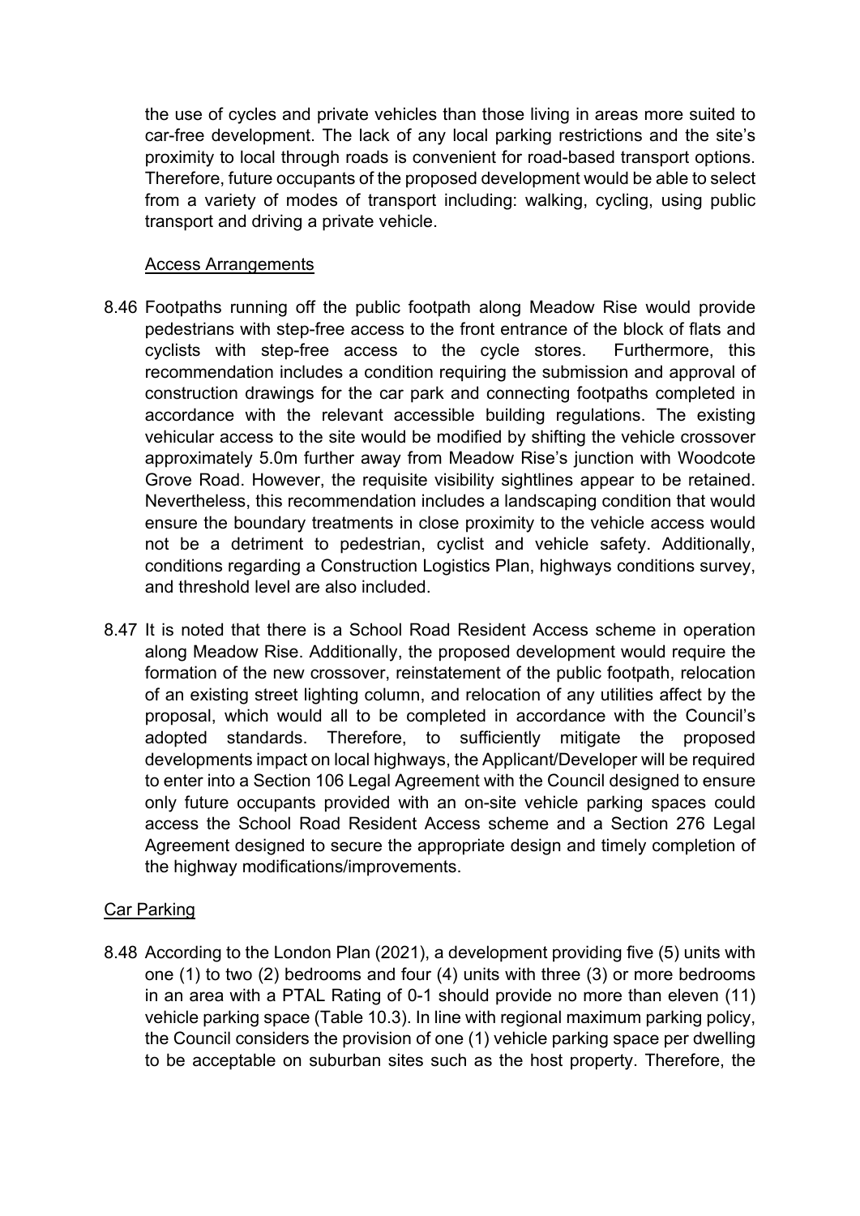the use of cycles and private vehicles than those living in areas more suited to car-free development. The lack of any local parking restrictions and the site's proximity to local through roads is convenient for road-based transport options. Therefore, future occupants of the proposed development would be able to select from a variety of modes of transport including: walking, cycling, using public transport and driving a private vehicle.

Access Arrangements

8.46 Footpaths running off the public footpath along Meadow Rise would provide pedestrians with step-free access to the front entrance of the block of flats and cyclists with step-free access to the cycle stores. Furthermore, this recommendation includes a condition requiring the submission and approval of construction drawings for the car park and connecting footpaths completed in accordance with the relevant accessible building regulations. The existing vehicular access to the site would be modified by shifting the vehicle crossover approximately 5.0m further away from Meadow Rise's junction with Woodcote Grove Road. However, the requisite visibility sightlines appear to be retained. Nevertheless, this recommendation includes a landscaping condition that would ensure the boundary treatments in close proximity to the vehicle access would not be a detriment to pedestrian, cyclist and vehicle safety. Additionally, conditions regarding a Construction Logistics Plan, highways conditions survey, and threshold level are also included.

8.47 It is noted that there is a School Road Resident Access scheme in operation along Meadow Rise. Additionally, the proposed development would require the formation of the new crossover, reinstatement of the public footpath, relocation of an existing street lighting column, and relocation of any utilities affect by the proposal, which would all to be completed in accordance with the Council's adopted standards. Therefore, to sufficiently mitigate the proposed developments impact on local highways, the Applicant/Developer will be required to enter into a Section 106 Legal Agreement with the Council designed to ensure only future occupants provided with an on-site vehicle parking spaces could access the School Road Resident Access scheme and a Section 276 Legal Agreement designed to secure the appropriate design and timely completion of the highway modifications/improvements.

Car Parking

8.48 According to the London Plan (2021), a development providing five (5) units with one (1) to two (2) bedrooms and four (4) units with three (3) or more bedrooms in an area with a PTAL Rating of 0-1 should provide no more than eleven (11) vehicle parking space (Table 10.3). In line with regional maximum parking policy, the Council considers the provision of one (1) vehicle parking space per dwelling to be acceptable on suburban sites such as the host property. Therefore, the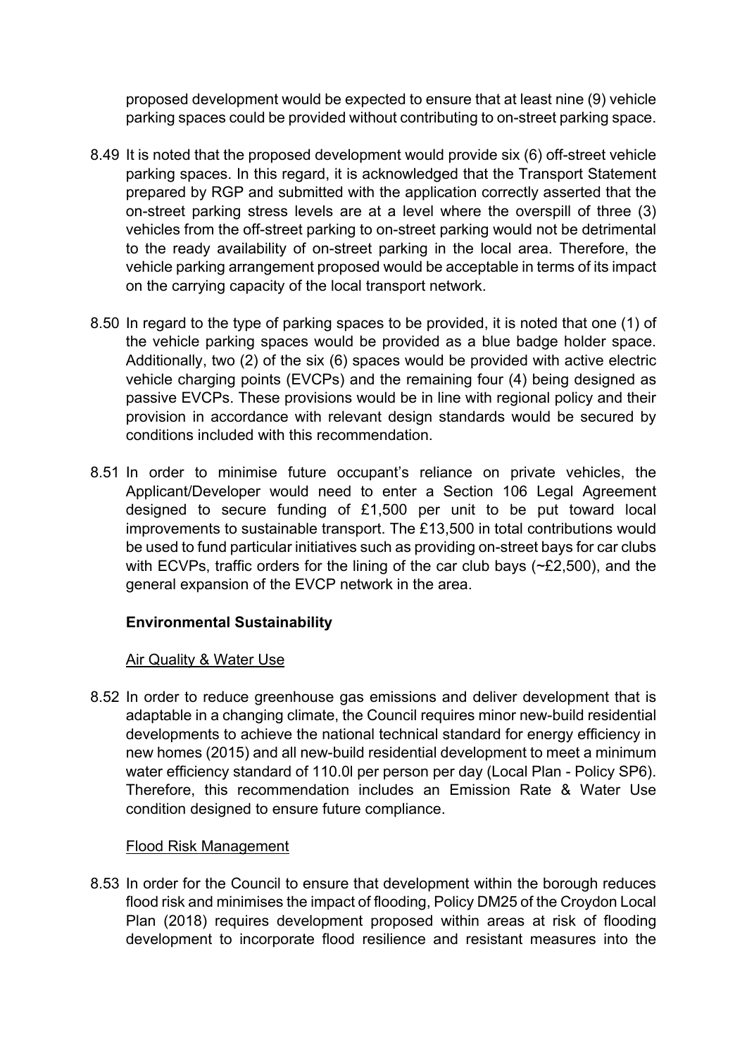proposed development would be expected to ensure that at least nine (9) vehicle parking spaces could be provided without contributing to on-street parking space.

8.49 It is noted that the proposed development would provide six (6) off-street vehicle parking spaces. In this regard, it is acknowledged that the Transport Statement prepared by RGP and submitted with the application correctly asserted that the on-street parking stress levels are at a level where the overspill of three (3) vehicles from the off-street parking to on-street parking would not be detrimental to the ready availability of on-street parking in the local area. Therefore, the vehicle parking arrangement proposed would be acceptable in terms of its impact on the carrying capacity of the local transport network.

8.50 In regard to the type of parking spaces to be provided, it is noted that one (1) of the vehicle parking spaces would be provided as a blue badge holder space. Additionally, two (2) of the six (6) spaces would be provided with active electric vehicle charging points (EVCPs) and the remaining four (4) being designed as passive EVCPs. These provisions would be in line with regional policy and their provision in accordance with relevant design standards would be secured by conditions included with this recommendation.

8.51 In order to minimise future occupant's reliance on private vehicles, the Applicant/Developer would need to enter a Section 106 Legal Agreement designed to secure funding of £1,500 per unit to be put toward local improvements to sustainable transport. The £13,500 in total contributions would be used to fund particular initiatives such as providing on-street bays for car clubs with ECVPs, traffic orders for the lining of the car club bays (~£2,500), and the general expansion of the EVCP network in the area.

**Environmental Sustainability**

Air Quality & Water Use

8.52 In order to reduce greenhouse gas emissions and deliver development that is adaptable in a changing climate, the Council requires minor new-build residential developments to achieve the national technical standard for energy efficiency in new homes (2015) and all new-build residential development to meet a minimum water efficiency standard of 110.0l per person per day (Local Plan - Policy SP6). Therefore, this recommendation includes an Emission Rate & Water Use condition designed to ensure future compliance.

Flood Risk Management

8.53 In order for the Council to ensure that development within the borough reduces flood risk and minimises the impact of flooding, Policy DM25 of the Croydon Local Plan (2018) requires development proposed within areas at risk of flooding development to incorporate flood resilience and resistant measures into the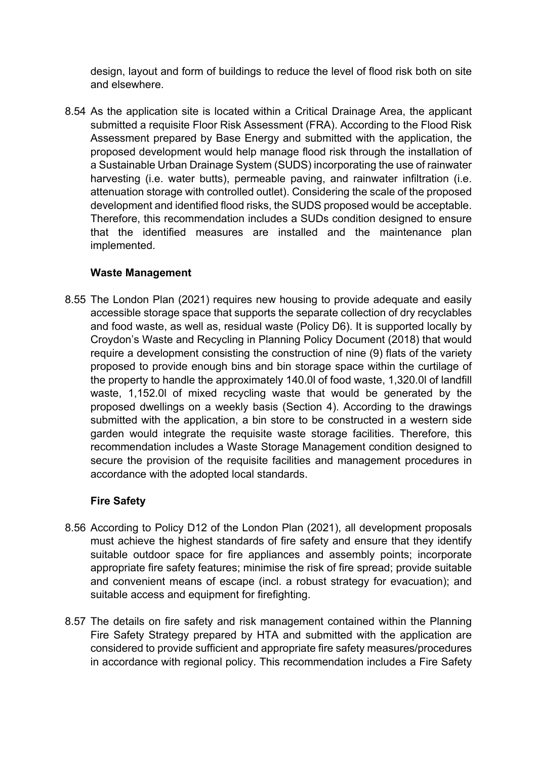design, layout and form of buildings to reduce the level of flood risk both on site and elsewhere.

8.54 As the application site is located within a Critical Drainage Area, the applicant submitted a requisite Floor Risk Assessment (FRA). According to the Flood Risk Assessment prepared by Base Energy and submitted with the application, the proposed development would help manage flood risk through the installation of a Sustainable Urban Drainage System (SUDS) incorporating the use of rainwater harvesting (i.e. water butts), permeable paving, and rainwater infiltration (i.e. attenuation storage with controlled outlet). Considering the scale of the proposed development and identified flood risks, the SUDS proposed would be acceptable. Therefore, this recommendation includes a SUDs condition designed to ensure that the identified measures are installed and the maintenance plan implemented.

**Waste Management**

8.55 The London Plan (2021) requires new housing to provide adequate and easily accessible storage space that supports the separate collection of dry recyclables and food waste, as well as, residual waste (Policy D6). It is supported locally by Croydon's Waste and Recycling in Planning Policy Document (2018) that would require a development consisting the construction of nine (9) flats of the variety proposed to provide enough bins and bin storage space within the curtilage of the property to handle the approximately 140.0l of food waste, 1,320.0l of landfill waste, 1,152.0l of mixed recycling waste that would be generated by the proposed dwellings on a weekly basis (Section 4). According to the drawings submitted with the application, a bin store to be constructed in a western side garden would integrate the requisite waste storage facilities. Therefore, this recommendation includes a Waste Storage Management condition designed to secure the provision of the requisite facilities and management procedures in accordance with the adopted local standards.

**Fire Safety**

8.56 According to Policy D12 of the London Plan (2021), all development proposals must achieve the highest standards of fire safety and ensure that they identify suitable outdoor space for fire appliances and assembly points; incorporate appropriate fire safety features; minimise the risk of fire spread; provide suitable and convenient means of escape (incl. a robust strategy for evacuation); and suitable access and equipment for firefighting.

8.57 The details on fire safety and risk management contained within the Planning Fire Safety Strategy prepared by HTA and submitted with the application are considered to provide sufficient and appropriate fire safety measures/procedures in accordance with regional policy. This recommendation includes a Fire Safety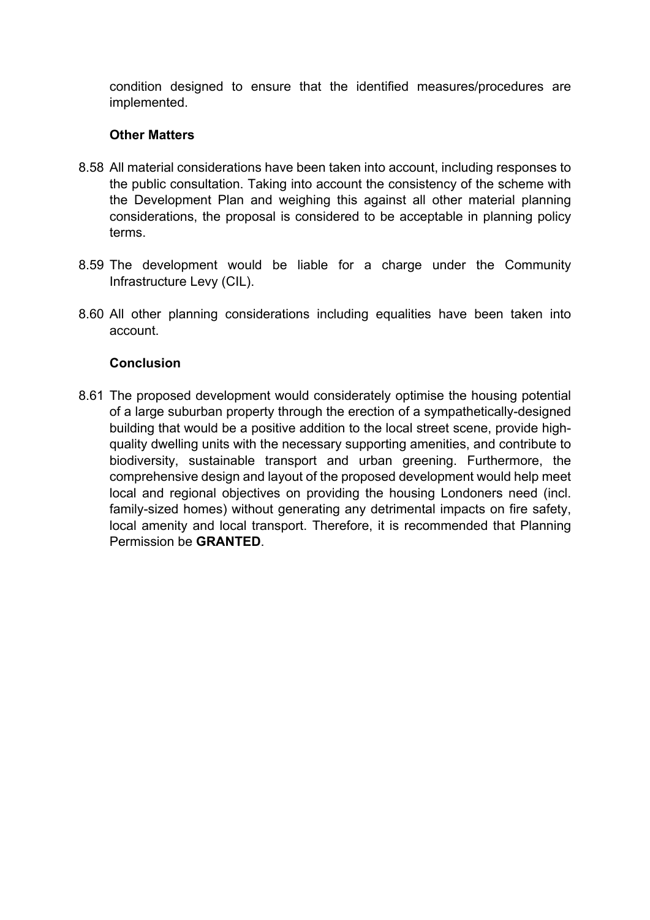condition designed to ensure that the identified measures/procedures are implemented.

**Other Matters**

8.58 All material considerations have been taken into account, including responses to the public consultation. Taking into account the consistency of the scheme with the Development Plan and weighing this against all other material planning considerations, the proposal is considered to be acceptable in planning policy terms.

8.59 The development would be liable for a charge under the Community Infrastructure Levy (CIL).

8.60 All other planning considerations including equalities have been taken into account.

**Conclusion**

8.61 The proposed development would considerately optimise the housing potential of a large suburban property through the erection of a sympathetically-designed building that would be a positive addition to the local street scene, provide high-quality dwelling units with the necessary supporting amenities, and contribute to biodiversity, sustainable transport and urban greening. Furthermore, the comprehensive design and layout of the proposed development would help meet local and regional objectives on providing the housing Londoners need (incl. family-sized homes) without generating any detrimental impacts on fire safety, local amenity and local transport. Therefore, it is recommended that Planning Permission be **GRANTED**.